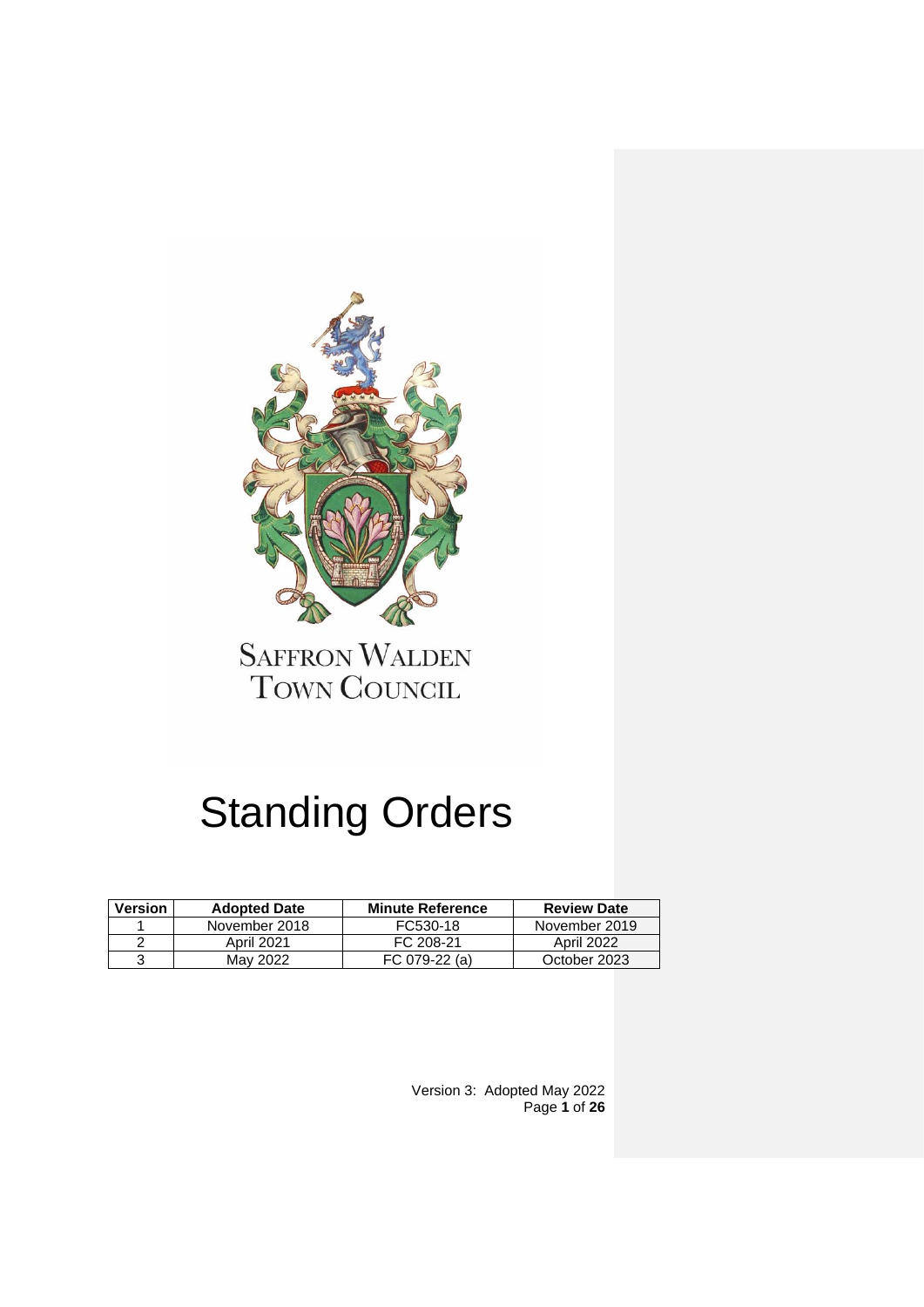SAFFRON WALDEN
TOWN COUNCIL

# Standing Orders

| Version | Adopted Date | Minute Reference | Review Date |
|---|---|---|---|
| 1 | November 2018 | FC530-18 | November 2019 |
| 2 | April 2021 | FC 208-21 | April 2022 |
| 3 | May 2022 | FC 079-22 (a) | October 2023 |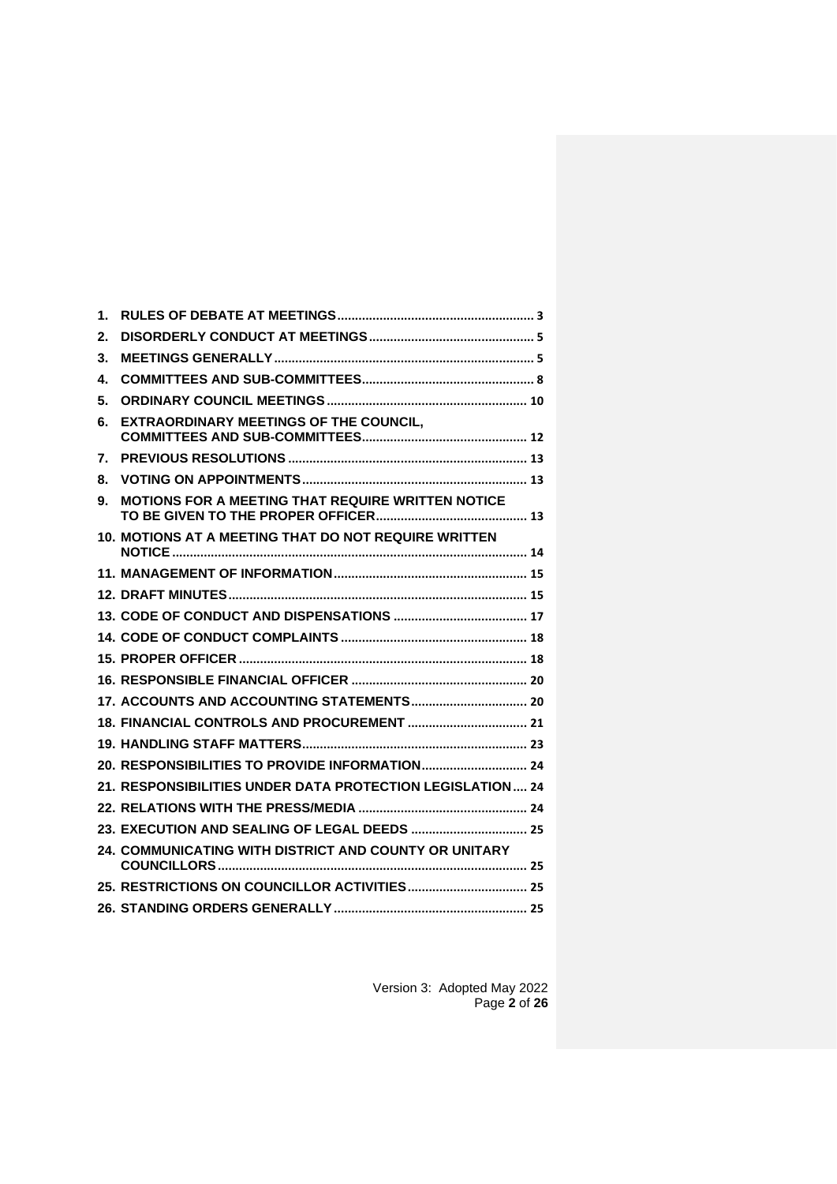1. RULES OF DEBATE AT MEETINGS ........ 3
2. DISORDERLY CONDUCT AT MEETINGS ........ 5
3. MEETINGS GENERALLY ........ 5
4. COMMITTEES AND SUB-COMMITTEES ........ 8
5. ORDINARY COUNCIL MEETINGS ........ 10
6. EXTRAORDINARY MEETINGS OF THE COUNCIL, COMMITTEES AND SUB-COMMITTEES ........ 12
7. PREVIOUS RESOLUTIONS ........ 13
8. VOTING ON APPOINTMENTS ........ 13
9. MOTIONS FOR A MEETING THAT REQUIRE WRITTEN NOTICE TO BE GIVEN TO THE PROPER OFFICER ........ 13
10. MOTIONS AT A MEETING THAT DO NOT REQUIRE WRITTEN NOTICE ........ 14
11. MANAGEMENT OF INFORMATION ........ 15
12. DRAFT MINUTES ........ 15
13. CODE OF CONDUCT AND DISPENSATIONS ........ 17
14. CODE OF CONDUCT COMPLAINTS ........ 18
15. PROPER OFFICER ........ 18
16. RESPONSIBLE FINANCIAL OFFICER ........ 20
17. ACCOUNTS AND ACCOUNTING STATEMENTS ........ 20
18. FINANCIAL CONTROLS AND PROCUREMENT ........ 21
19. HANDLING STAFF MATTERS ........ 23
20. RESPONSIBILITIES TO PROVIDE INFORMATION ........ 24
21. RESPONSIBILITIES UNDER DATA PROTECTION LEGISLATION ........ 24
22. RELATIONS WITH THE PRESS/MEDIA ........ 24
23. EXECUTION AND SEALING OF LEGAL DEEDS ........ 25
24. COMMUNICATING WITH DISTRICT AND COUNTY OR UNITARY COUNCILLORS ........ 25
25. RESTRICTIONS ON COUNCILLOR ACTIVITIES ........ 25
26. STANDING ORDERS GENERALLY ........ 25

Version 3: Adopted May 2022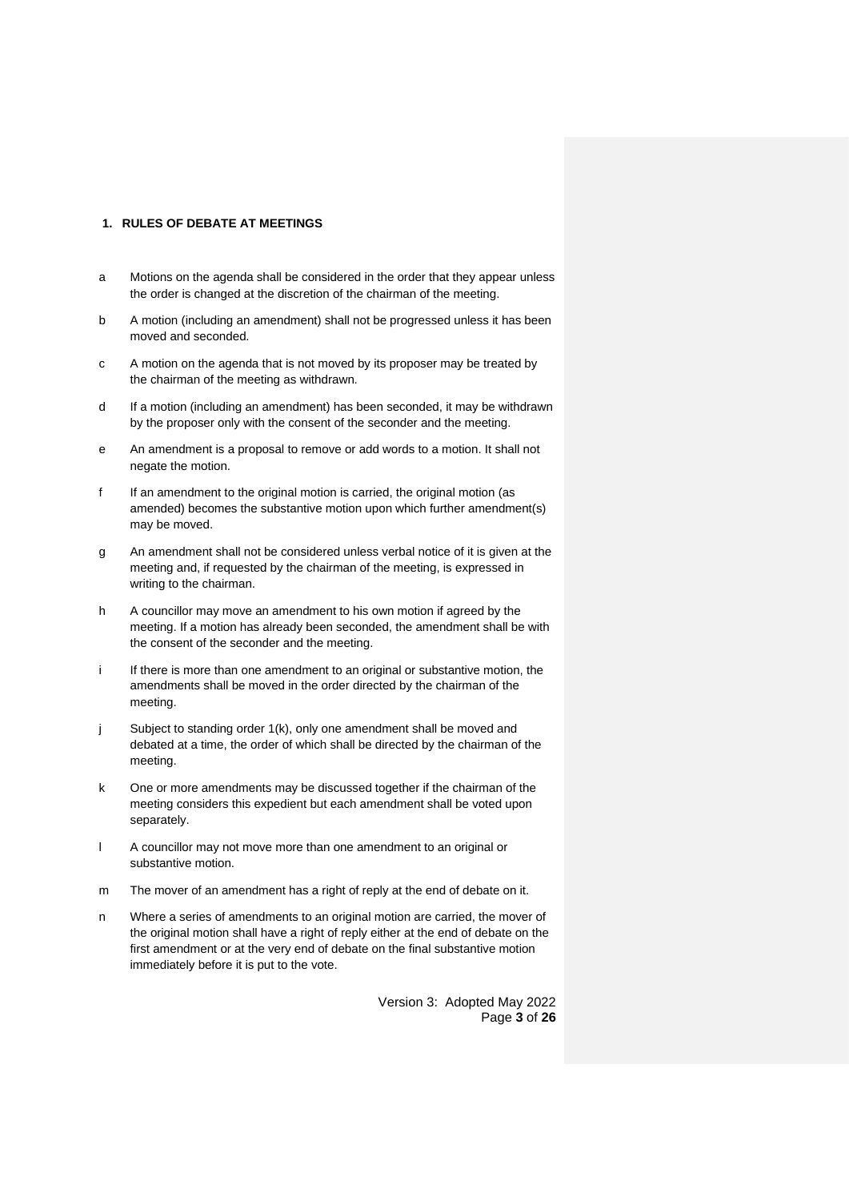## 1. RULES OF DEBATE AT MEETINGS

a Motions on the agenda shall be considered in the order that they appear unless the order is changed at the discretion of the chairman of the meeting.

b A motion (including an amendment) shall not be progressed unless it has been moved and seconded.

c A motion on the agenda that is not moved by its proposer may be treated by the chairman of the meeting as withdrawn.

d If a motion (including an amendment) has been seconded, it may be withdrawn by the proposer only with the consent of the seconder and the meeting.

e An amendment is a proposal to remove or add words to a motion. It shall not negate the motion.

f If an amendment to the original motion is carried, the original motion (as amended) becomes the substantive motion upon which further amendment(s) may be moved.

g An amendment shall not be considered unless verbal notice of it is given at the meeting and, if requested by the chairman of the meeting, is expressed in writing to the chairman.

h A councillor may move an amendment to his own motion if agreed by the meeting. If a motion has already been seconded, the amendment shall be with the consent of the seconder and the meeting.

i If there is more than one amendment to an original or substantive motion, the amendments shall be moved in the order directed by the chairman of the meeting.

j Subject to standing order 1(k), only one amendment shall be moved and debated at a time, the order of which shall be directed by the chairman of the meeting.

k One or more amendments may be discussed together if the chairman of the meeting considers this expedient but each amendment shall be voted upon separately.

l A councillor may not move more than one amendment to an original or substantive motion.

m The mover of an amendment has a right of reply at the end of debate on it.

n Where a series of amendments to an original motion are carried, the mover of the original motion shall have a right of reply either at the end of debate on the first amendment or at the very end of debate on the final substantive motion immediately before it is put to the vote.

Version 3: Adopted May 2022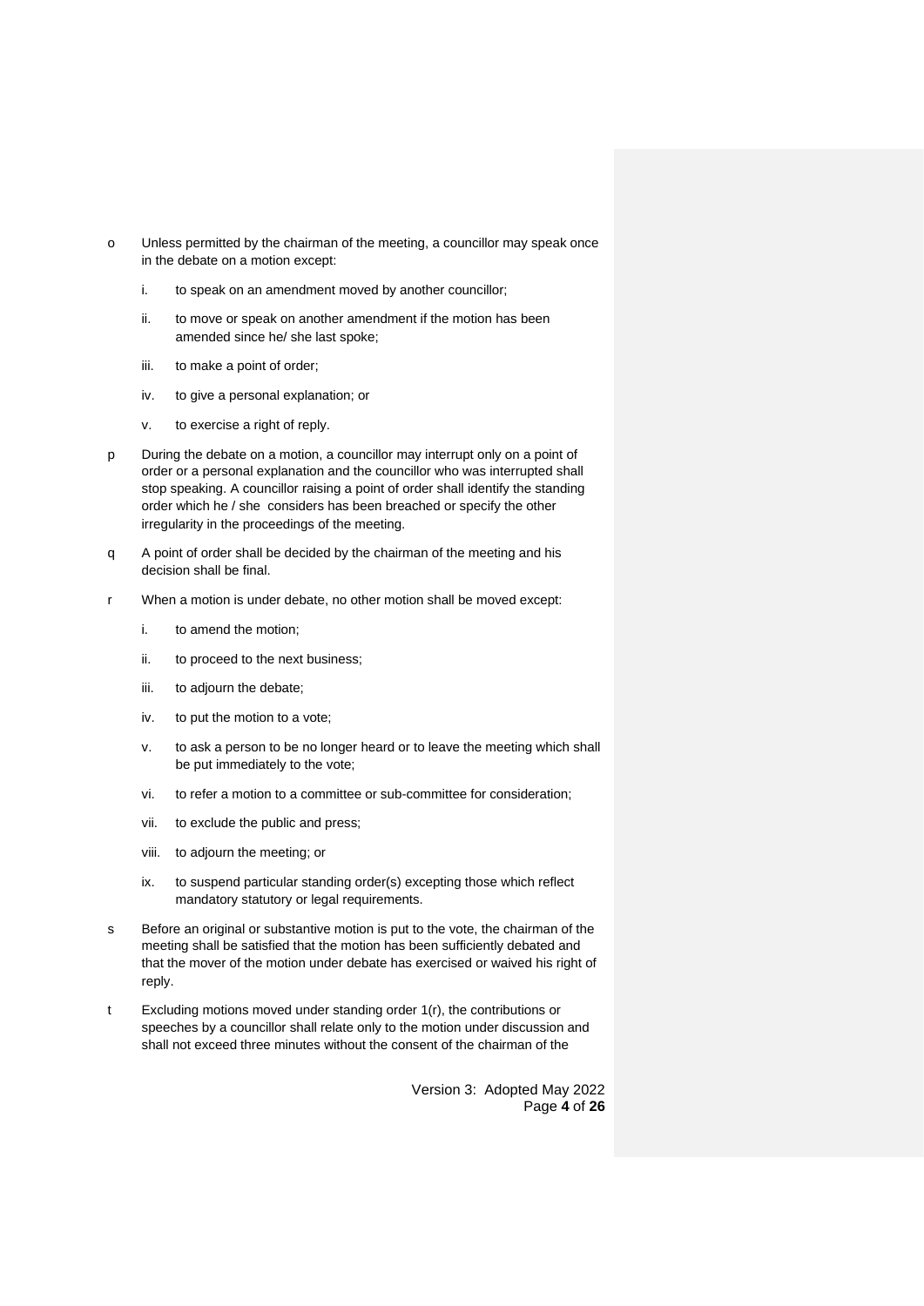o Unless permitted by the chairman of the meeting, a councillor may speak once in the debate on a motion except:

   i. to speak on an amendment moved by another councillor;

   ii. to move or speak on another amendment if the motion has been amended since he/ she last spoke;

   iii. to make a point of order;

   iv. to give a personal explanation; or

   v. to exercise a right of reply.

p During the debate on a motion, a councillor may interrupt only on a point of order or a personal explanation and the councillor who was interrupted shall stop speaking. A councillor raising a point of order shall identify the standing order which he / she considers has been breached or specify the other irregularity in the proceedings of the meeting.

q A point of order shall be decided by the chairman of the meeting and his decision shall be final.

r When a motion is under debate, no other motion shall be moved except:

   i. to amend the motion;

   ii. to proceed to the next business;

   iii. to adjourn the debate;

   iv. to put the motion to a vote;

   v. to ask a person to be no longer heard or to leave the meeting which shall be put immediately to the vote;

   vi. to refer a motion to a committee or sub-committee for consideration;

   vii. to exclude the public and press;

   viii. to adjourn the meeting; or

   ix. to suspend particular standing order(s) excepting those which reflect mandatory statutory or legal requirements.

s Before an original or substantive motion is put to the vote, the chairman of the meeting shall be satisfied that the motion has been sufficiently debated and that the mover of the motion under debate has exercised or waived his right of reply.

t Excluding motions moved under standing order 1(r), the contributions or speeches by a councillor shall relate only to the motion under discussion and shall not exceed three minutes without the consent of the chairman of the

Version 3: Adopted May 2022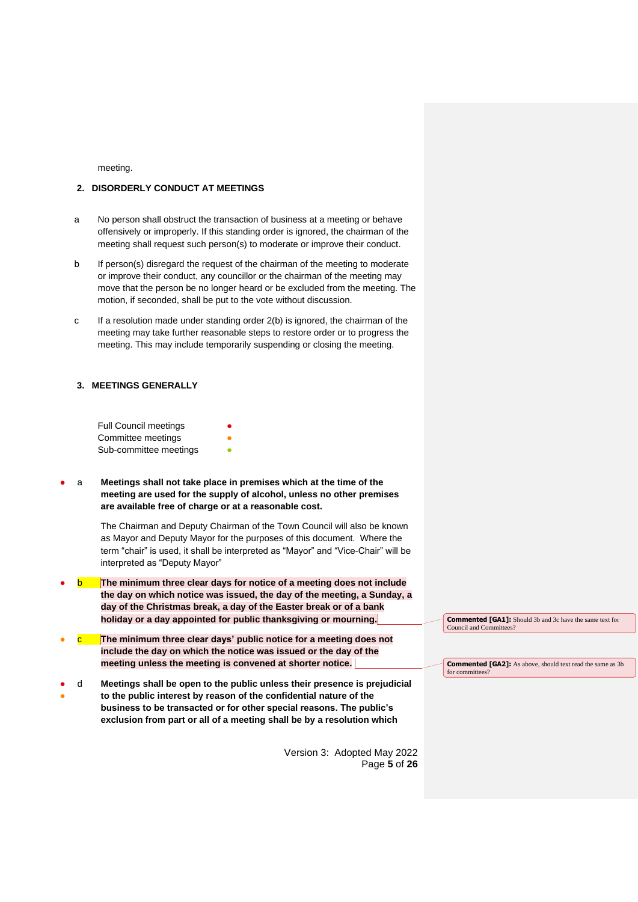meeting.

## 2. DISORDERLY CONDUCT AT MEETINGS

a No person shall obstruct the transaction of business at a meeting or behave offensively or improperly. If this standing order is ignored, the chairman of the meeting shall request such person(s) to moderate or improve their conduct.

b If person(s) disregard the request of the chairman of the meeting to moderate or improve their conduct, any councillor or the chairman of the meeting may move that the person be no longer heard or be excluded from the meeting. The motion, if seconded, shall be put to the vote without discussion.

c If a resolution made under standing order 2(b) is ignored, the chairman of the meeting may take further reasonable steps to restore order or to progress the meeting. This may include temporarily suspending or closing the meeting.

## 3. MEETINGS GENERALLY

| | |
|---|---|
| Full Council meetings | ● (red) |
| Committee meetings | ● (orange) |
| Sub-committee meetings | ● (green) |

● (red) a **Meetings shall not take place in premises which at the time of the meeting are used for the supply of alcohol, unless no other premises are available free of charge or at a reasonable cost.**

The Chairman and Deputy Chairman of the Town Council will also be known as Mayor and Deputy Mayor for the purposes of this document. Where the term "chair" is used, it shall be interpreted as "Mayor" and "Vice-Chair" will be interpreted as "Deputy Mayor"

● (red) b **The minimum three clear days for notice of a meeting does not include the day on which notice was issued, the day of the meeting, a Sunday, a day of the Christmas break, a day of the Easter break or of a bank holiday or a day appointed for public thanksgiving or mourning.**

> **Commented [GA1]:** Should 3b and 3c have the same text for Council and Committees?

● (orange) c **The minimum three clear days' public notice for a meeting does not include the day on which the notice was issued or the day of the meeting unless the meeting is convened at shorter notice.**

> **Commented [GA2]:** As above, should text read the same as 3b for committees?

● (red) ● (orange) d **Meetings shall be open to the public unless their presence is prejudicial to the public interest by reason of the confidential nature of the business to be transacted or for other special reasons. The public's exclusion from part or all of a meeting shall be by a resolution which**

Version 3: Adopted May 2022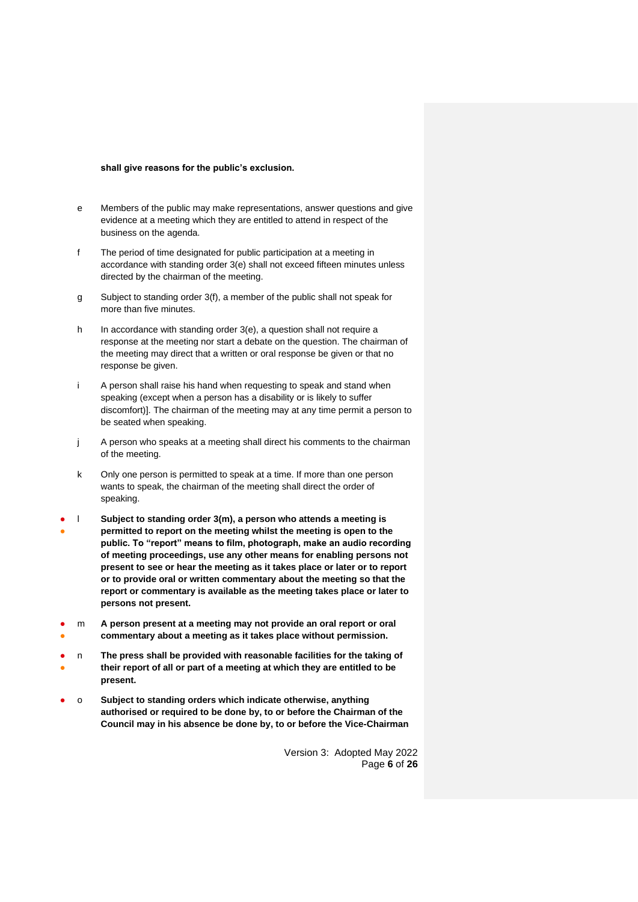**shall give reasons for the public's exclusion.**

e Members of the public may make representations, answer questions and give evidence at a meeting which they are entitled to attend in respect of the business on the agenda.

f The period of time designated for public participation at a meeting in accordance with standing order 3(e) shall not exceed fifteen minutes unless directed by the chairman of the meeting.

g Subject to standing order 3(f), a member of the public shall not speak for more than five minutes.

h In accordance with standing order 3(e), a question shall not require a response at the meeting nor start a debate on the question. The chairman of the meeting may direct that a written or oral response be given or that no response be given.

i A person shall raise his hand when requesting to speak and stand when speaking (except when a person has a disability or is likely to suffer discomfort)]. The chairman of the meeting may at any time permit a person to be seated when speaking.

j A person who speaks at a meeting shall direct his comments to the chairman of the meeting.

k Only one person is permitted to speak at a time. If more than one person wants to speak, the chairman of the meeting shall direct the order of speaking.

l **Subject to standing order 3(m), a person who attends a meeting is permitted to report on the meeting whilst the meeting is open to the public. To "report" means to film, photograph, make an audio recording of meeting proceedings, use any other means for enabling persons not present to see or hear the meeting as it takes place or later or to report or to provide oral or written commentary about the meeting so that the report or commentary is available as the meeting takes place or later to persons not present.**

m **A person present at a meeting may not provide an oral report or oral commentary about a meeting as it takes place without permission.**

n **The press shall be provided with reasonable facilities for the taking of their report of all or part of a meeting at which they are entitled to be present.**

o **Subject to standing orders which indicate otherwise, anything authorised or required to be done by, to or before the Chairman of the Council may in his absence be done by, to or before the Vice-Chairman**

Version 3: Adopted May 2022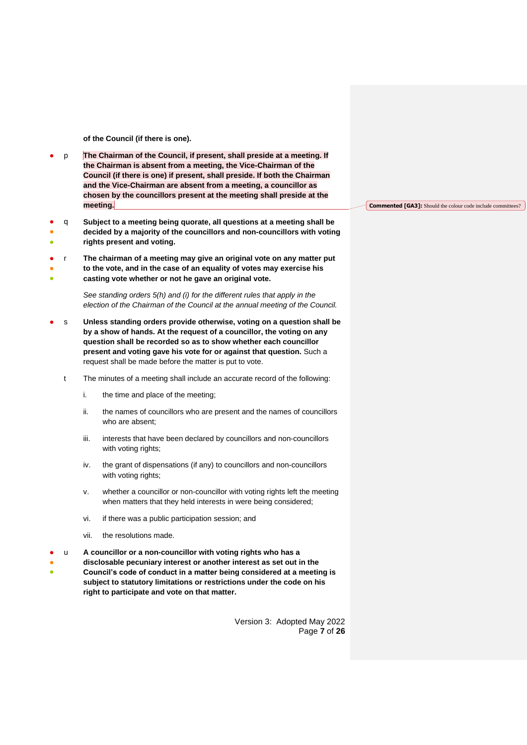**of the Council (if there is one).**

- p **The Chairman of the Council, if present, shall preside at a meeting. If the Chairman is absent from a meeting, the Vice-Chairman of the Council (if there is one) if present, shall preside. If both the Chairman and the Vice-Chairman are absent from a meeting, a councillor as chosen by the councillors present at the meeting shall preside at the meeting.**

Commented [GA3]: Should the colour code include committees?

- q **Subject to a meeting being quorate, all questions at a meeting shall be decided by a majority of the councillors and non-councillors with voting rights present and voting.**

- r **The chairman of a meeting may give an original vote on any matter put to the vote, and in the case of an equality of votes may exercise his casting vote whether or not he gave an original vote.**

  *See standing orders 5(h) and (i) for the different rules that apply in the election of the Chairman of the Council at the annual meeting of the Council.*

- s **Unless standing orders provide otherwise, voting on a question shall be by a show of hands. At the request of a councillor, the voting on any question shall be recorded so as to show whether each councillor present and voting gave his vote for or against that question.** Such a request shall be made before the matter is put to vote.

- t The minutes of a meeting shall include an accurate record of the following:

  i. the time and place of the meeting;

  ii. the names of councillors who are present and the names of councillors who are absent;

  iii. interests that have been declared by councillors and non-councillors with voting rights;

  iv. the grant of dispensations (if any) to councillors and non-councillors with voting rights;

  v. whether a councillor or non-councillor with voting rights left the meeting when matters that they held interests in were being considered;

  vi. if there was a public participation session; and

  vii. the resolutions made.

- u **A councillor or a non-councillor with voting rights who has a disclosable pecuniary interest or another interest as set out in the Council's code of conduct in a matter being considered at a meeting is subject to statutory limitations or restrictions under the code on his right to participate and vote on that matter.**

Version 3: Adopted May 2022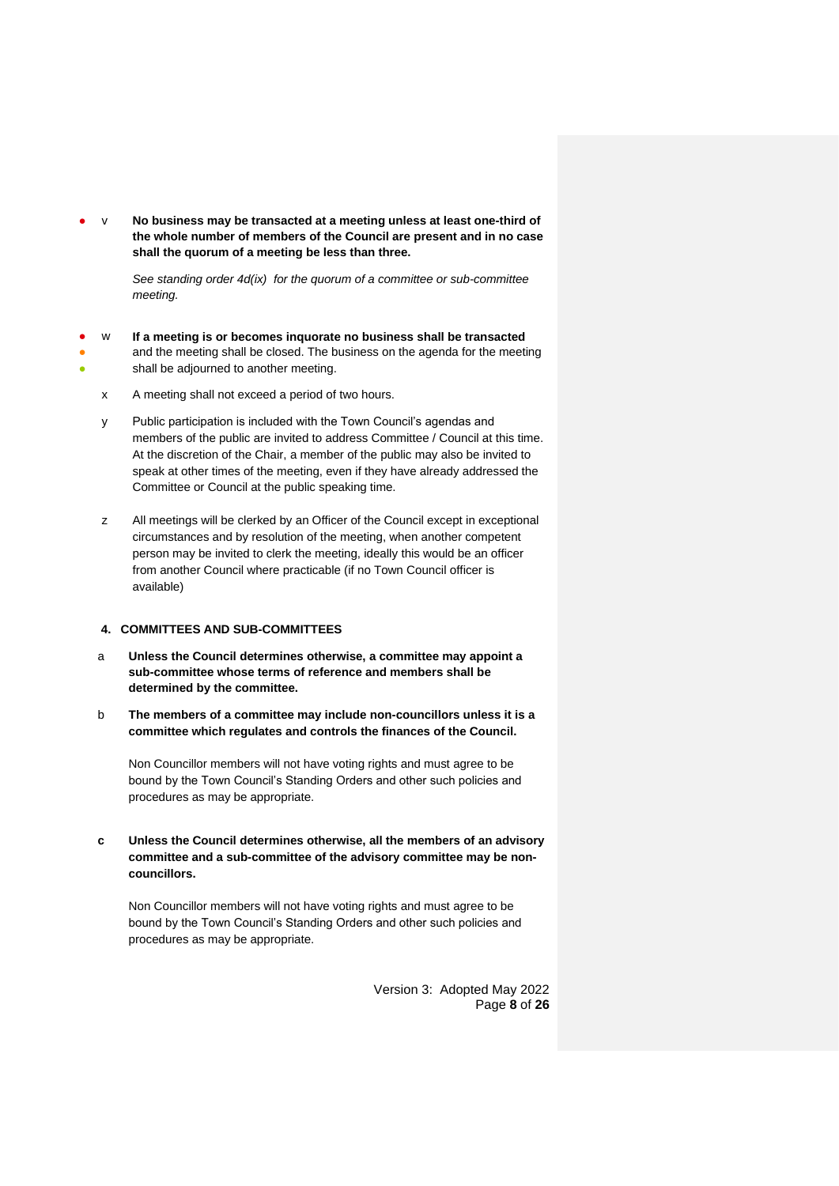v **No business may be transacted at a meeting unless at least one-third of the whole number of members of the Council are present and in no case shall the quorum of a meeting be less than three.**

*See standing order 4d(ix) for the quorum of a committee or sub-committee meeting.*

w **If a meeting is or becomes inquorate no business shall be transacted** and the meeting shall be closed. The business on the agenda for the meeting shall be adjourned to another meeting.

x A meeting shall not exceed a period of two hours.

y Public participation is included with the Town Council's agendas and members of the public are invited to address Committee / Council at this time. At the discretion of the Chair, a member of the public may also be invited to speak at other times of the meeting, even if they have already addressed the Committee or Council at the public speaking time.

z All meetings will be clerked by an Officer of the Council except in exceptional circumstances and by resolution of the meeting, when another competent person may be invited to clerk the meeting, ideally this would be an officer from another Council where practicable (if no Town Council officer is available)

## 4. COMMITTEES AND SUB-COMMITTEES

a **Unless the Council determines otherwise, a committee may appoint a sub-committee whose terms of reference and members shall be determined by the committee.**

b **The members of a committee may include non-councillors unless it is a committee which regulates and controls the finances of the Council.**

Non Councillor members will not have voting rights and must agree to be bound by the Town Council's Standing Orders and other such policies and procedures as may be appropriate.

**c** **Unless the Council determines otherwise, all the members of an advisory committee and a sub-committee of the advisory committee may be non-councillors.**

Non Councillor members will not have voting rights and must agree to be bound by the Town Council's Standing Orders and other such policies and procedures as may be appropriate.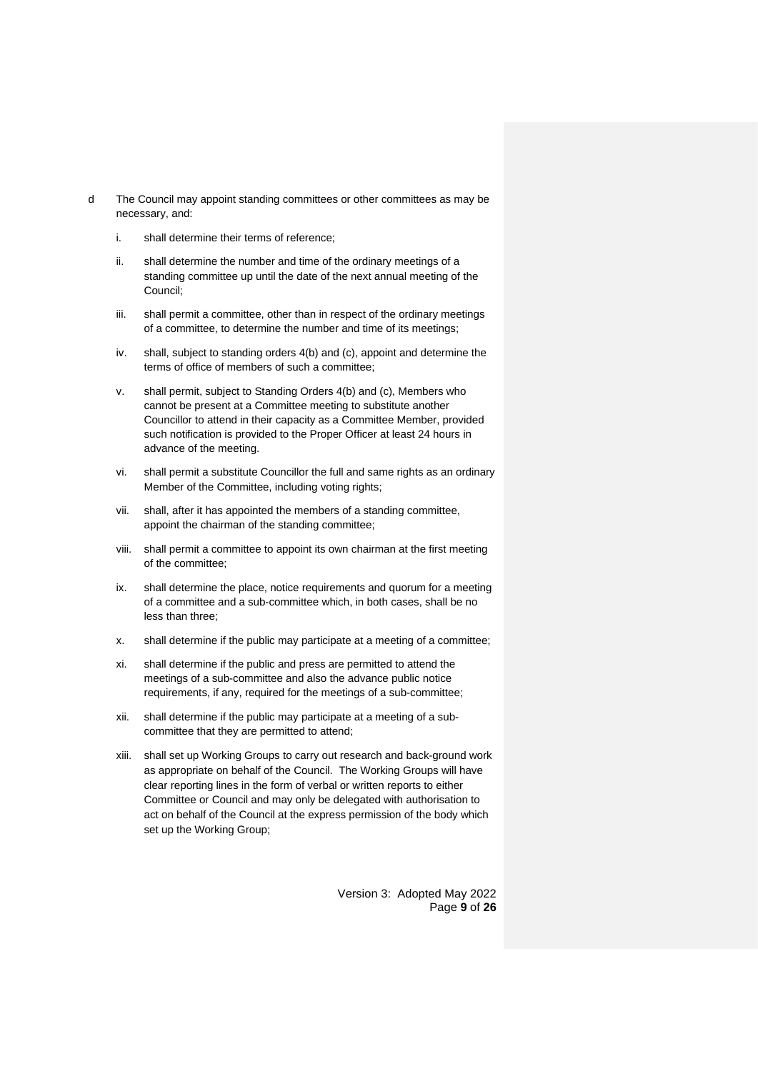d The Council may appoint standing committees or other committees as may be necessary, and:

i. shall determine their terms of reference;

ii. shall determine the number and time of the ordinary meetings of a standing committee up until the date of the next annual meeting of the Council;

iii. shall permit a committee, other than in respect of the ordinary meetings of a committee, to determine the number and time of its meetings;

iv. shall, subject to standing orders 4(b) and (c), appoint and determine the terms of office of members of such a committee;

v. shall permit, subject to Standing Orders 4(b) and (c), Members who cannot be present at a Committee meeting to substitute another Councillor to attend in their capacity as a Committee Member, provided such notification is provided to the Proper Officer at least 24 hours in advance of the meeting.

vi. shall permit a substitute Councillor the full and same rights as an ordinary Member of the Committee, including voting rights;

vii. shall, after it has appointed the members of a standing committee, appoint the chairman of the standing committee;

viii. shall permit a committee to appoint its own chairman at the first meeting of the committee;

ix. shall determine the place, notice requirements and quorum for a meeting of a committee and a sub-committee which, in both cases, shall be no less than three;

x. shall determine if the public may participate at a meeting of a committee;

xi. shall determine if the public and press are permitted to attend the meetings of a sub-committee and also the advance public notice requirements, if any, required for the meetings of a sub-committee;

xii. shall determine if the public may participate at a meeting of a sub-committee that they are permitted to attend;

xiii. shall set up Working Groups to carry out research and back-ground work as appropriate on behalf of the Council. The Working Groups will have clear reporting lines in the form of verbal or written reports to either Committee or Council and may only be delegated with authorisation to act on behalf of the Council at the express permission of the body which set up the Working Group;

Version 3: Adopted May 2022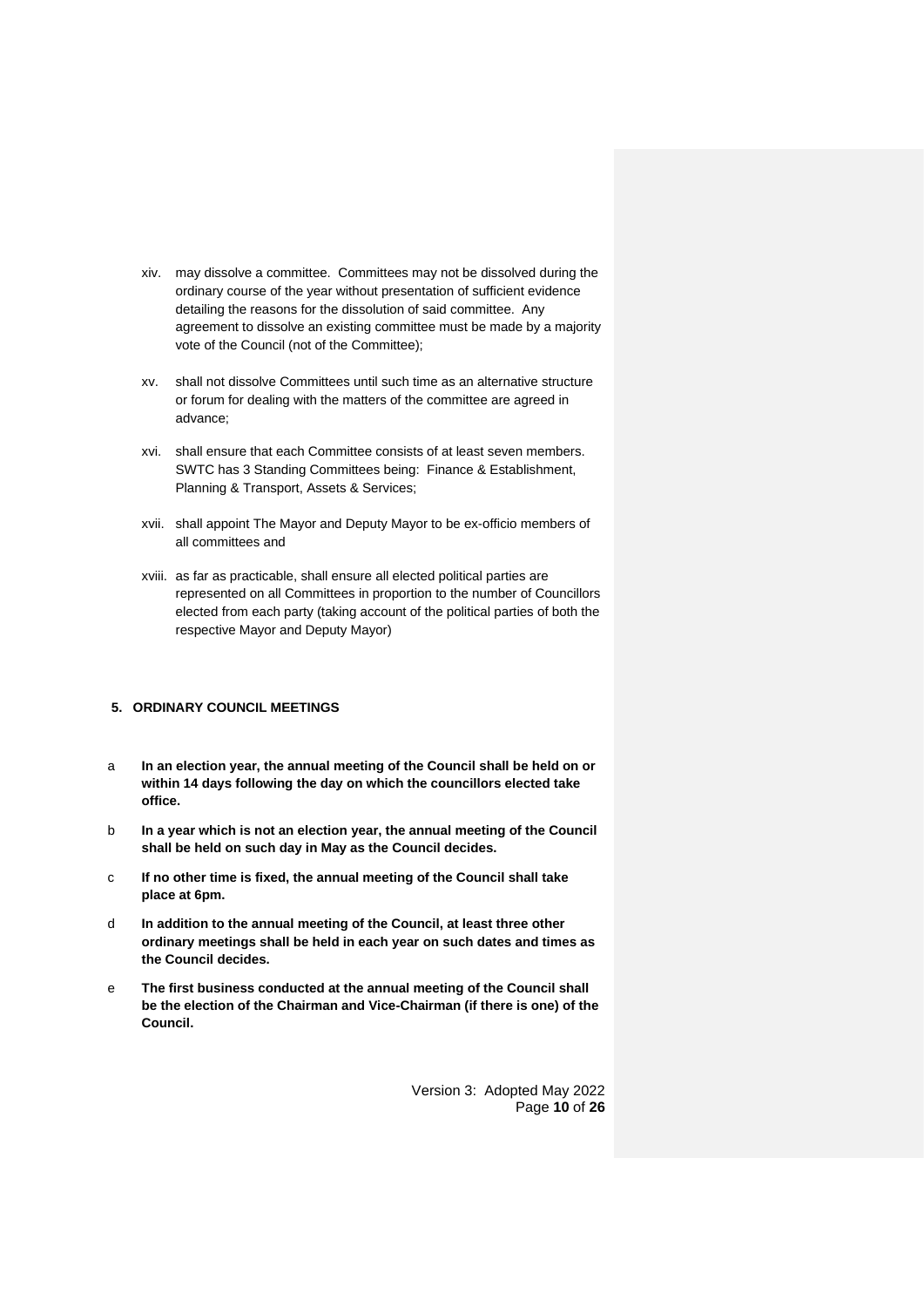xiv. may dissolve a committee. Committees may not be dissolved during the ordinary course of the year without presentation of sufficient evidence detailing the reasons for the dissolution of said committee. Any agreement to dissolve an existing committee must be made by a majority vote of the Council (not of the Committee);

xv. shall not dissolve Committees until such time as an alternative structure or forum for dealing with the matters of the committee are agreed in advance;

xvi. shall ensure that each Committee consists of at least seven members. SWTC has 3 Standing Committees being: Finance & Establishment, Planning & Transport, Assets & Services;

xvii. shall appoint The Mayor and Deputy Mayor to be ex-officio members of all committees and

xviii. as far as practicable, shall ensure all elected political parties are represented on all Committees in proportion to the number of Councillors elected from each party (taking account of the political parties of both the respective Mayor and Deputy Mayor)

## 5. ORDINARY COUNCIL MEETINGS

a **In an election year, the annual meeting of the Council shall be held on or within 14 days following the day on which the councillors elected take office.**

b **In a year which is not an election year, the annual meeting of the Council shall be held on such day in May as the Council decides.**

c **If no other time is fixed, the annual meeting of the Council shall take place at 6pm.**

d **In addition to the annual meeting of the Council, at least three other ordinary meetings shall be held in each year on such dates and times as the Council decides.**

e **The first business conducted at the annual meeting of the Council shall be the election of the Chairman and Vice-Chairman (if there is one) of the Council.**

Version 3: Adopted May 2022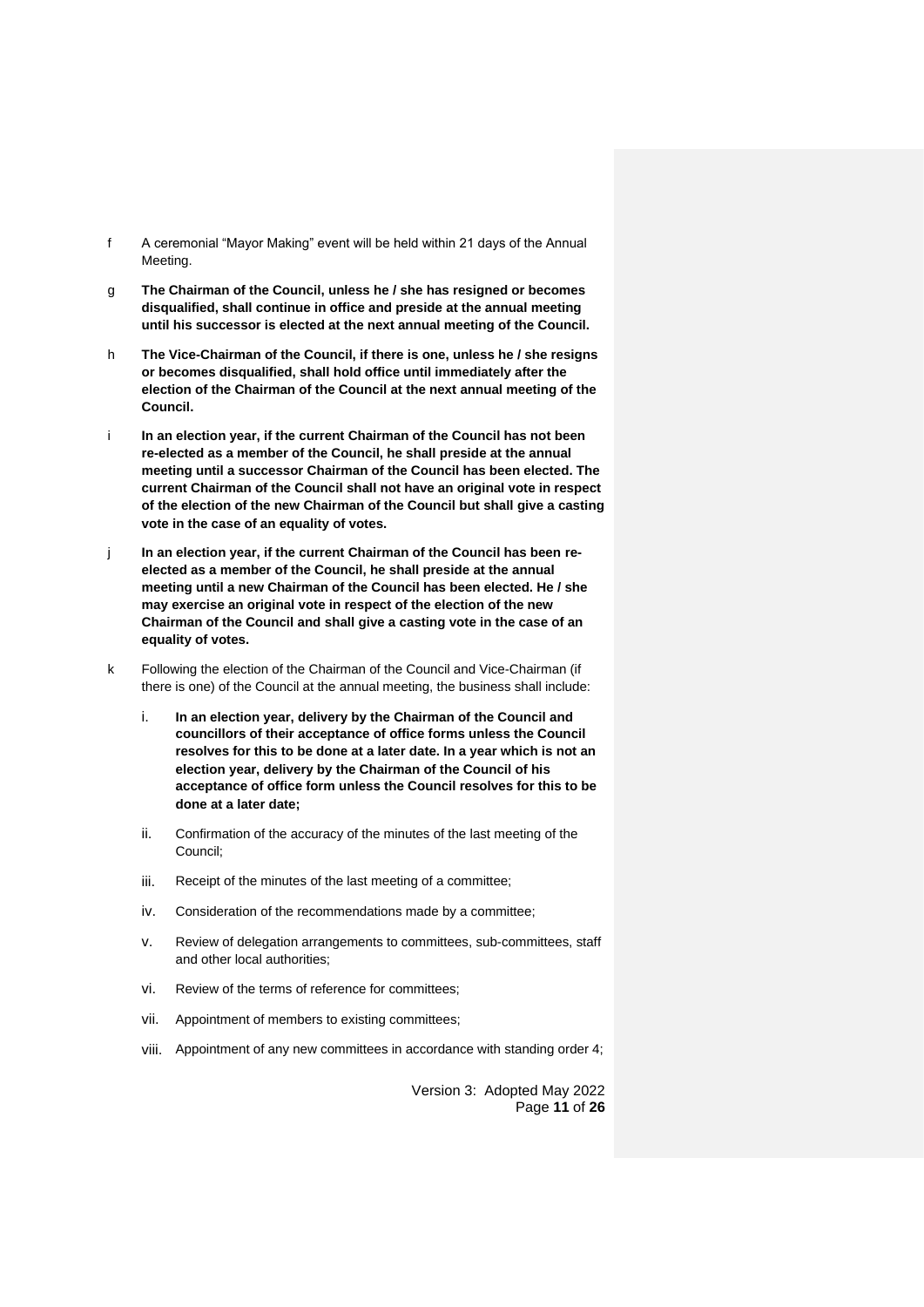f A ceremonial “Mayor Making” event will be held within 21 days of the Annual Meeting.

g **The Chairman of the Council, unless he / she has resigned or becomes disqualified, shall continue in office and preside at the annual meeting until his successor is elected at the next annual meeting of the Council.**

h **The Vice-Chairman of the Council, if there is one, unless he / she resigns or becomes disqualified, shall hold office until immediately after the election of the Chairman of the Council at the next annual meeting of the Council.**

i **In an election year, if the current Chairman of the Council has not been re-elected as a member of the Council, he shall preside at the annual meeting until a successor Chairman of the Council has been elected. The current Chairman of the Council shall not have an original vote in respect of the election of the new Chairman of the Council but shall give a casting vote in the case of an equality of votes.**

j **In an election year, if the current Chairman of the Council has been re-elected as a member of the Council, he shall preside at the annual meeting until a new Chairman of the Council has been elected. He / she may exercise an original vote in respect of the election of the new Chairman of the Council and shall give a casting vote in the case of an equality of votes.**

k Following the election of the Chairman of the Council and Vice-Chairman (if there is one) of the Council at the annual meeting, the business shall include:

i. **In an election year, delivery by the Chairman of the Council and councillors of their acceptance of office forms unless the Council resolves for this to be done at a later date. In a year which is not an election year, delivery by the Chairman of the Council of his acceptance of office form unless the Council resolves for this to be done at a later date;**

ii. Confirmation of the accuracy of the minutes of the last meeting of the Council;

iii. Receipt of the minutes of the last meeting of a committee;

iv. Consideration of the recommendations made by a committee;

v. Review of delegation arrangements to committees, sub-committees, staff and other local authorities;

vi. Review of the terms of reference for committees;

vii. Appointment of members to existing committees;

viii. Appointment of any new committees in accordance with standing order 4;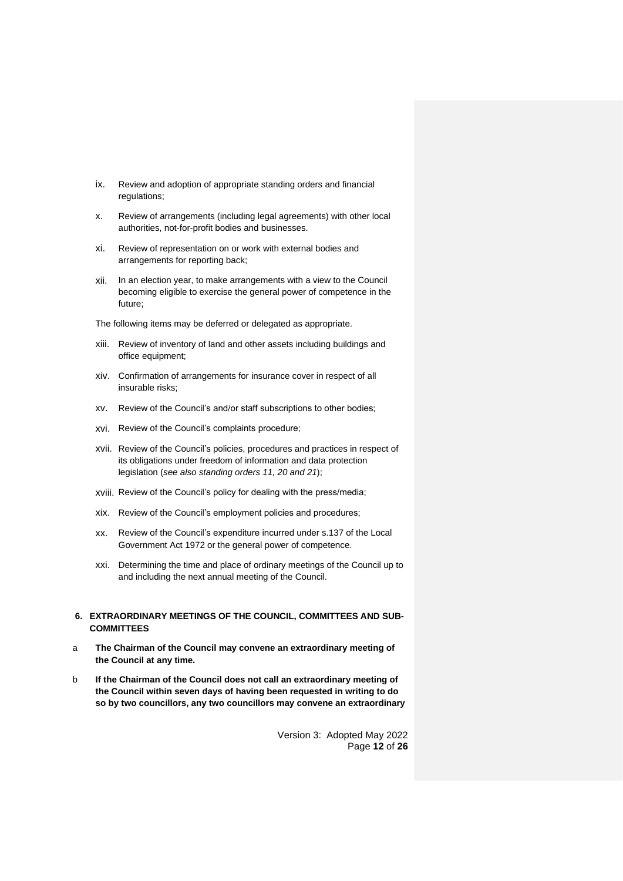ix. Review and adoption of appropriate standing orders and financial regulations;

x. Review of arrangements (including legal agreements) with other local authorities, not-for-profit bodies and businesses.

xi. Review of representation on or work with external bodies and arrangements for reporting back;

xii. In an election year, to make arrangements with a view to the Council becoming eligible to exercise the general power of competence in the future;

The following items may be deferred or delegated as appropriate.

xiii. Review of inventory of land and other assets including buildings and office equipment;

xiv. Confirmation of arrangements for insurance cover in respect of all insurable risks;

xv. Review of the Council's and/or staff subscriptions to other bodies;

xvi. Review of the Council's complaints procedure;

xvii. Review of the Council's policies, procedures and practices in respect of its obligations under freedom of information and data protection legislation (*see also standing orders 11, 20 and 21*);

xviii. Review of the Council's policy for dealing with the press/media;

xix. Review of the Council's employment policies and procedures;

xx. Review of the Council's expenditure incurred under s.137 of the Local Government Act 1972 or the general power of competence.

xxi. Determining the time and place of ordinary meetings of the Council up to and including the next annual meeting of the Council.

## 6. EXTRAORDINARY MEETINGS OF THE COUNCIL, COMMITTEES AND SUB-COMMITTEES

a **The Chairman of the Council may convene an extraordinary meeting of the Council at any time.**

b **If the Chairman of the Council does not call an extraordinary meeting of the Council within seven days of having been requested in writing to do so by two councillors, any two councillors may convene an extraordinary**

Version 3: Adopted May 2022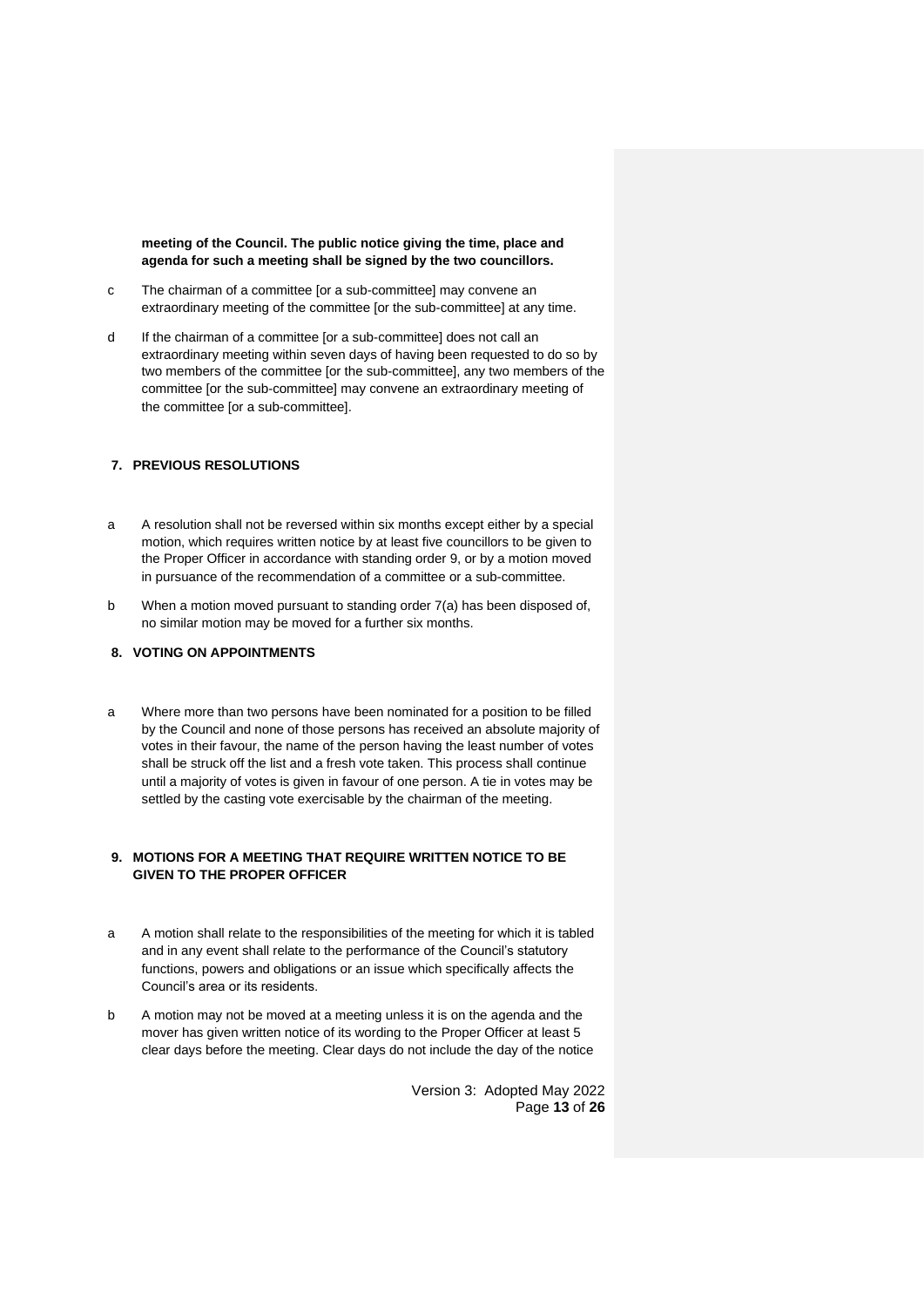**meeting of the Council. The public notice giving the time, place and agenda for such a meeting shall be signed by the two councillors.**

c The chairman of a committee [or a sub-committee] may convene an extraordinary meeting of the committee [or the sub-committee] at any time.

d If the chairman of a committee [or a sub-committee] does not call an extraordinary meeting within seven days of having been requested to do so by two members of the committee [or the sub-committee], any two members of the committee [or the sub-committee] may convene an extraordinary meeting of the committee [or a sub-committee].

## 7. PREVIOUS RESOLUTIONS

a A resolution shall not be reversed within six months except either by a special motion, which requires written notice by at least five councillors to be given to the Proper Officer in accordance with standing order 9, or by a motion moved in pursuance of the recommendation of a committee or a sub-committee.

b When a motion moved pursuant to standing order 7(a) has been disposed of, no similar motion may be moved for a further six months.

## 8. VOTING ON APPOINTMENTS

a Where more than two persons have been nominated for a position to be filled by the Council and none of those persons has received an absolute majority of votes in their favour, the name of the person having the least number of votes shall be struck off the list and a fresh vote taken. This process shall continue until a majority of votes is given in favour of one person. A tie in votes may be settled by the casting vote exercisable by the chairman of the meeting.

## 9. MOTIONS FOR A MEETING THAT REQUIRE WRITTEN NOTICE TO BE GIVEN TO THE PROPER OFFICER

a A motion shall relate to the responsibilities of the meeting for which it is tabled and in any event shall relate to the performance of the Council's statutory functions, powers and obligations or an issue which specifically affects the Council's area or its residents.

b A motion may not be moved at a meeting unless it is on the agenda and the mover has given written notice of its wording to the Proper Officer at least 5 clear days before the meeting. Clear days do not include the day of the notice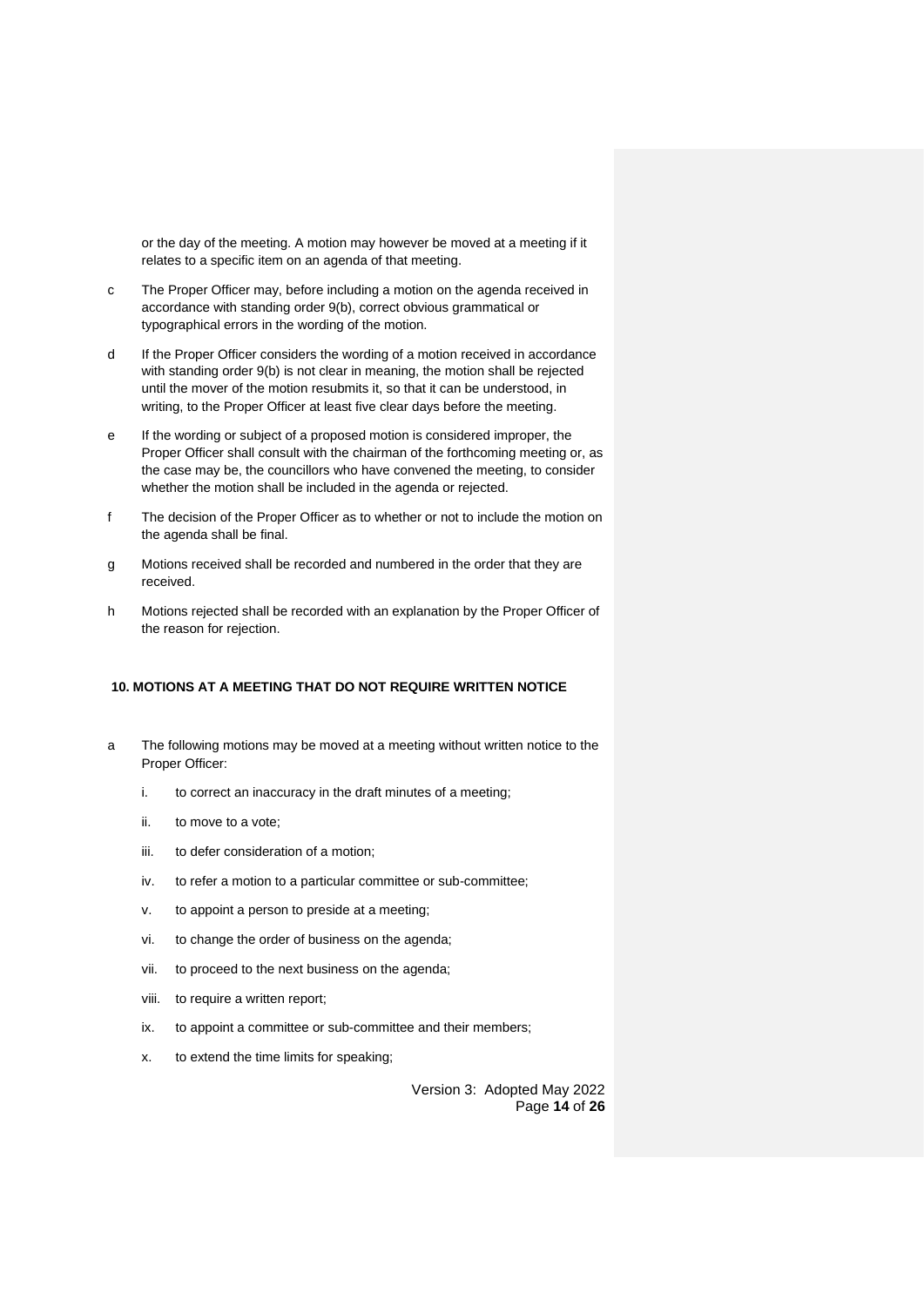or the day of the meeting. A motion may however be moved at a meeting if it relates to a specific item on an agenda of that meeting.

c The Proper Officer may, before including a motion on the agenda received in accordance with standing order 9(b), correct obvious grammatical or typographical errors in the wording of the motion.

d If the Proper Officer considers the wording of a motion received in accordance with standing order 9(b) is not clear in meaning, the motion shall be rejected until the mover of the motion resubmits it, so that it can be understood, in writing, to the Proper Officer at least five clear days before the meeting.

e If the wording or subject of a proposed motion is considered improper, the Proper Officer shall consult with the chairman of the forthcoming meeting or, as the case may be, the councillors who have convened the meeting, to consider whether the motion shall be included in the agenda or rejected.

f The decision of the Proper Officer as to whether or not to include the motion on the agenda shall be final.

g Motions received shall be recorded and numbered in the order that they are received.

h Motions rejected shall be recorded with an explanation by the Proper Officer of the reason for rejection.

### 10. MOTIONS AT A MEETING THAT DO NOT REQUIRE WRITTEN NOTICE

a The following motions may be moved at a meeting without written notice to the Proper Officer:

- i. to correct an inaccuracy in the draft minutes of a meeting;
- ii. to move to a vote;
- iii. to defer consideration of a motion;
- iv. to refer a motion to a particular committee or sub-committee;
- v. to appoint a person to preside at a meeting;
- vi. to change the order of business on the agenda;
- vii. to proceed to the next business on the agenda;
- viii. to require a written report;
- ix. to appoint a committee or sub-committee and their members;
- x. to extend the time limits for speaking;

Version 3: Adopted May 2022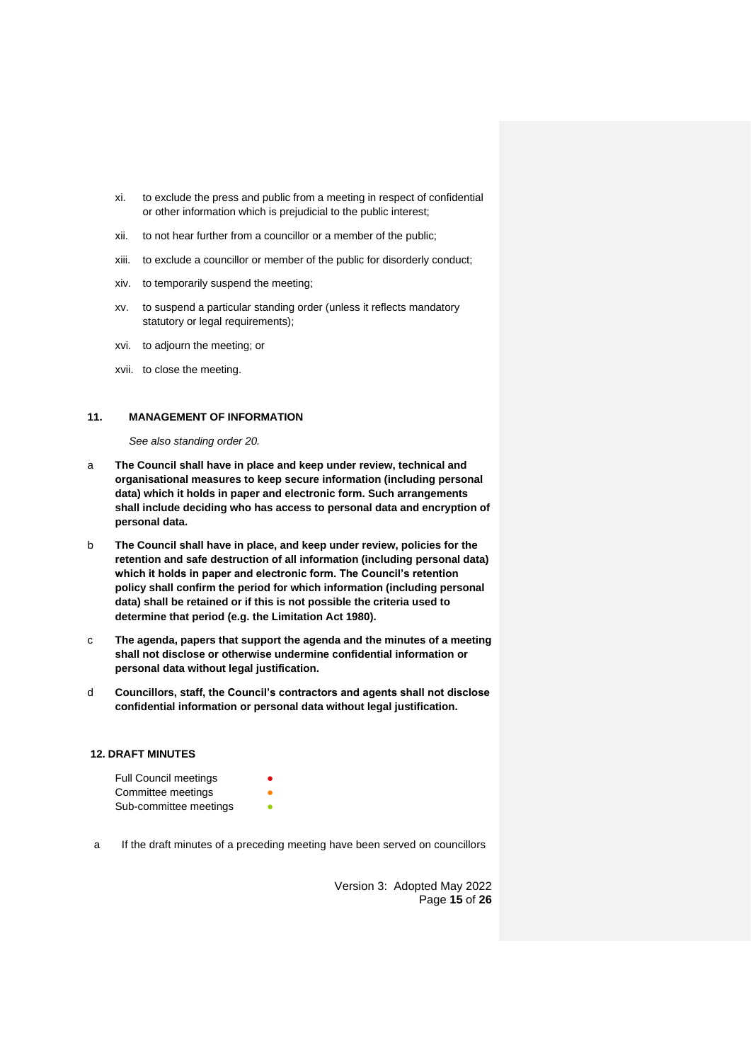xi. to exclude the press and public from a meeting in respect of confidential or other information which is prejudicial to the public interest;

xii. to not hear further from a councillor or a member of the public;

xiii. to exclude a councillor or member of the public for disorderly conduct;

xiv. to temporarily suspend the meeting;

xv. to suspend a particular standing order (unless it reflects mandatory statutory or legal requirements);

xvi. to adjourn the meeting; or

xvii. to close the meeting.

## 11. MANAGEMENT OF INFORMATION

*See also standing order 20.*

a **The Council shall have in place and keep under review, technical and organisational measures to keep secure information (including personal data) which it holds in paper and electronic form. Such arrangements shall include deciding who has access to personal data and encryption of personal data.**

b **The Council shall have in place, and keep under review, policies for the retention and safe destruction of all information (including personal data) which it holds in paper and electronic form. The Council's retention policy shall confirm the period for which information (including personal data) shall be retained or if this is not possible the criteria used to determine that period (e.g. the Limitation Act 1980).**

c **The agenda, papers that support the agenda and the minutes of a meeting shall not disclose or otherwise undermine confidential information or personal data without legal justification.**

d **Councillors, staff, the Council's contractors and agents shall not disclose confidential information or personal data without legal justification.**

## 12. DRAFT MINUTES

Full Council meetings ●
Committee meetings ●
Sub-committee meetings ●

a If the draft minutes of a preceding meeting have been served on councillors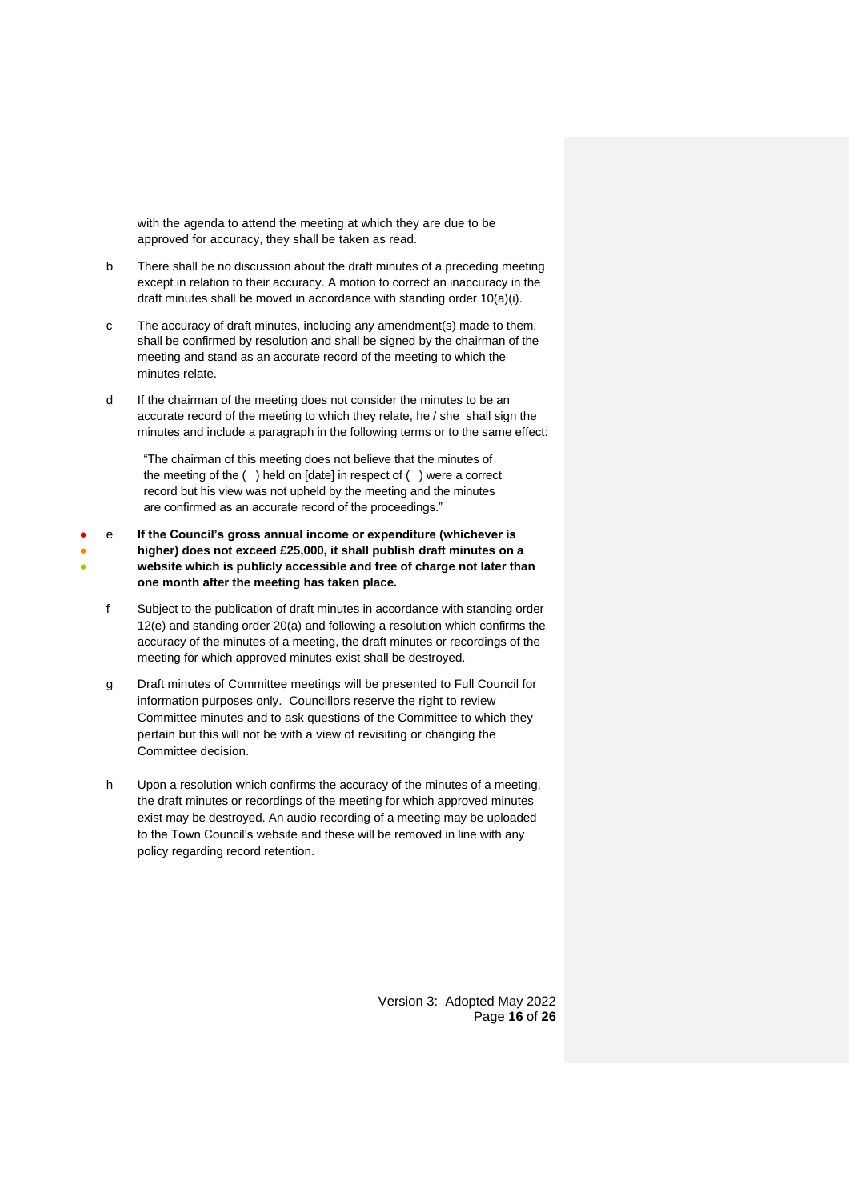with the agenda to attend the meeting at which they are due to be approved for accuracy, they shall be taken as read.

b There shall be no discussion about the draft minutes of a preceding meeting except in relation to their accuracy. A motion to correct an inaccuracy in the draft minutes shall be moved in accordance with standing order 10(a)(i).

c The accuracy of draft minutes, including any amendment(s) made to them, shall be confirmed by resolution and shall be signed by the chairman of the meeting and stand as an accurate record of the meeting to which the minutes relate.

d If the chairman of the meeting does not consider the minutes to be an accurate record of the meeting to which they relate, he / she shall sign the minutes and include a paragraph in the following terms or to the same effect:

> "The chairman of this meeting does not believe that the minutes of the meeting of the ( ) held on [date] in respect of ( ) were a correct record but his view was not upheld by the meeting and the minutes are confirmed as an accurate record of the proceedings."

e **If the Council's gross annual income or expenditure (whichever is higher) does not exceed £25,000, it shall publish draft minutes on a website which is publicly accessible and free of charge not later than one month after the meeting has taken place.**

f Subject to the publication of draft minutes in accordance with standing order 12(e) and standing order 20(a) and following a resolution which confirms the accuracy of the minutes of a meeting, the draft minutes or recordings of the meeting for which approved minutes exist shall be destroyed.

g Draft minutes of Committee meetings will be presented to Full Council for information purposes only. Councillors reserve the right to review Committee minutes and to ask questions of the Committee to which they pertain but this will not be with a view of revisiting or changing the Committee decision.

h Upon a resolution which confirms the accuracy of the minutes of a meeting, the draft minutes or recordings of the meeting for which approved minutes exist may be destroyed. An audio recording of a meeting may be uploaded to the Town Council's website and these will be removed in line with any policy regarding record retention.

Version 3: Adopted May 2022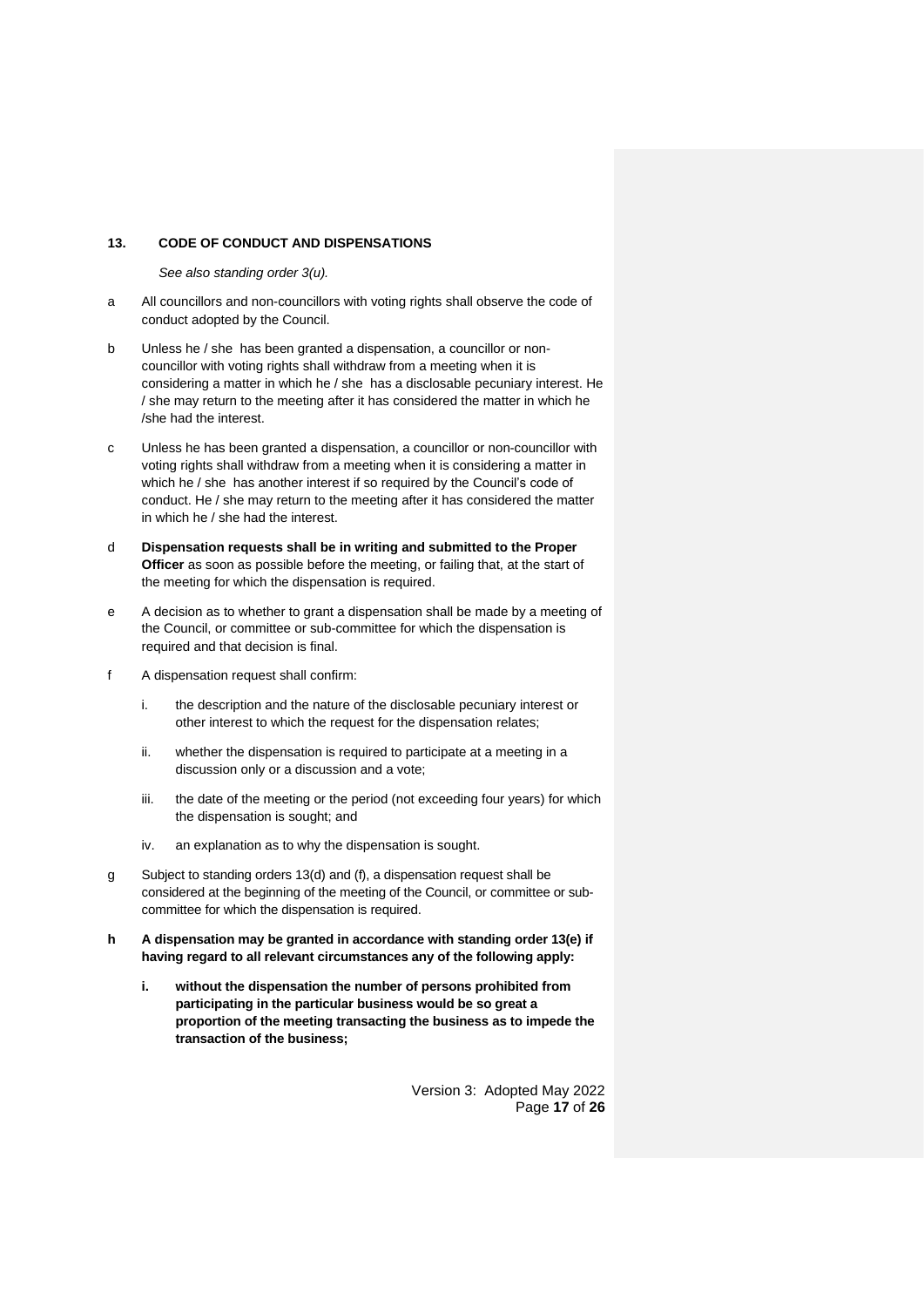## 13. CODE OF CONDUCT AND DISPENSATIONS

*See also standing order 3(u).*

a All councillors and non-councillors with voting rights shall observe the code of conduct adopted by the Council.

b Unless he / she has been granted a dispensation, a councillor or non-councillor with voting rights shall withdraw from a meeting when it is considering a matter in which he / she has a disclosable pecuniary interest. He / she may return to the meeting after it has considered the matter in which he /she had the interest.

c Unless he has been granted a dispensation, a councillor or non-councillor with voting rights shall withdraw from a meeting when it is considering a matter in which he / she has another interest if so required by the Council's code of conduct. He / she may return to the meeting after it has considered the matter in which he / she had the interest.

d **Dispensation requests shall be in writing and submitted to the Proper Officer** as soon as possible before the meeting, or failing that, at the start of the meeting for which the dispensation is required.

e A decision as to whether to grant a dispensation shall be made by a meeting of the Council, or committee or sub-committee for which the dispensation is required and that decision is final.

f A dispensation request shall confirm:

- i. the description and the nature of the disclosable pecuniary interest or other interest to which the request for the dispensation relates;
- ii. whether the dispensation is required to participate at a meeting in a discussion only or a discussion and a vote;
- iii. the date of the meeting or the period (not exceeding four years) for which the dispensation is sought; and
- iv. an explanation as to why the dispensation is sought.

g Subject to standing orders 13(d) and (f), a dispensation request shall be considered at the beginning of the meeting of the Council, or committee or sub-committee for which the dispensation is required.

**h A dispensation may be granted in accordance with standing order 13(e) if having regard to all relevant circumstances any of the following apply:**

- **i. without the dispensation the number of persons prohibited from participating in the particular business would be so great a proportion of the meeting transacting the business as to impede the transaction of the business;**

Version 3: Adopted May 2022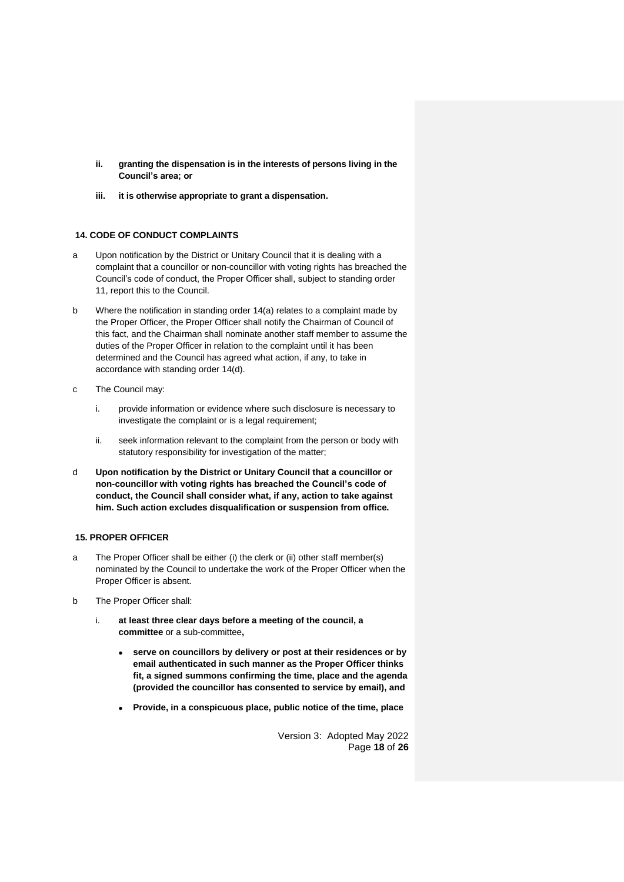**ii. granting the dispensation is in the interests of persons living in the Council's area; or**

**iii. it is otherwise appropriate to grant a dispensation.**

**14. CODE OF CONDUCT COMPLAINTS**

a Upon notification by the District or Unitary Council that it is dealing with a complaint that a councillor or non-councillor with voting rights has breached the Council's code of conduct, the Proper Officer shall, subject to standing order 11, report this to the Council.

b Where the notification in standing order 14(a) relates to a complaint made by the Proper Officer, the Proper Officer shall notify the Chairman of Council of this fact, and the Chairman shall nominate another staff member to assume the duties of the Proper Officer in relation to the complaint until it has been determined and the Council has agreed what action, if any, to take in accordance with standing order 14(d).

c The Council may:

i. provide information or evidence where such disclosure is necessary to investigate the complaint or is a legal requirement;

ii. seek information relevant to the complaint from the person or body with statutory responsibility for investigation of the matter;

d **Upon notification by the District or Unitary Council that a councillor or non-councillor with voting rights has breached the Council's code of conduct, the Council shall consider what, if any, action to take against him. Such action excludes disqualification or suspension from office.**

**15. PROPER OFFICER**

a The Proper Officer shall be either (i) the clerk or (ii) other staff member(s) nominated by the Council to undertake the work of the Proper Officer when the Proper Officer is absent.

b The Proper Officer shall:

i. **at least three clear days before a meeting of the council, a committee** or a sub-committee**,**

- **serve on councillors by delivery or post at their residences or by email authenticated in such manner as the Proper Officer thinks fit, a signed summons confirming the time, place and the agenda (provided the councillor has consented to service by email), and**
- **Provide, in a conspicuous place, public notice of the time, place**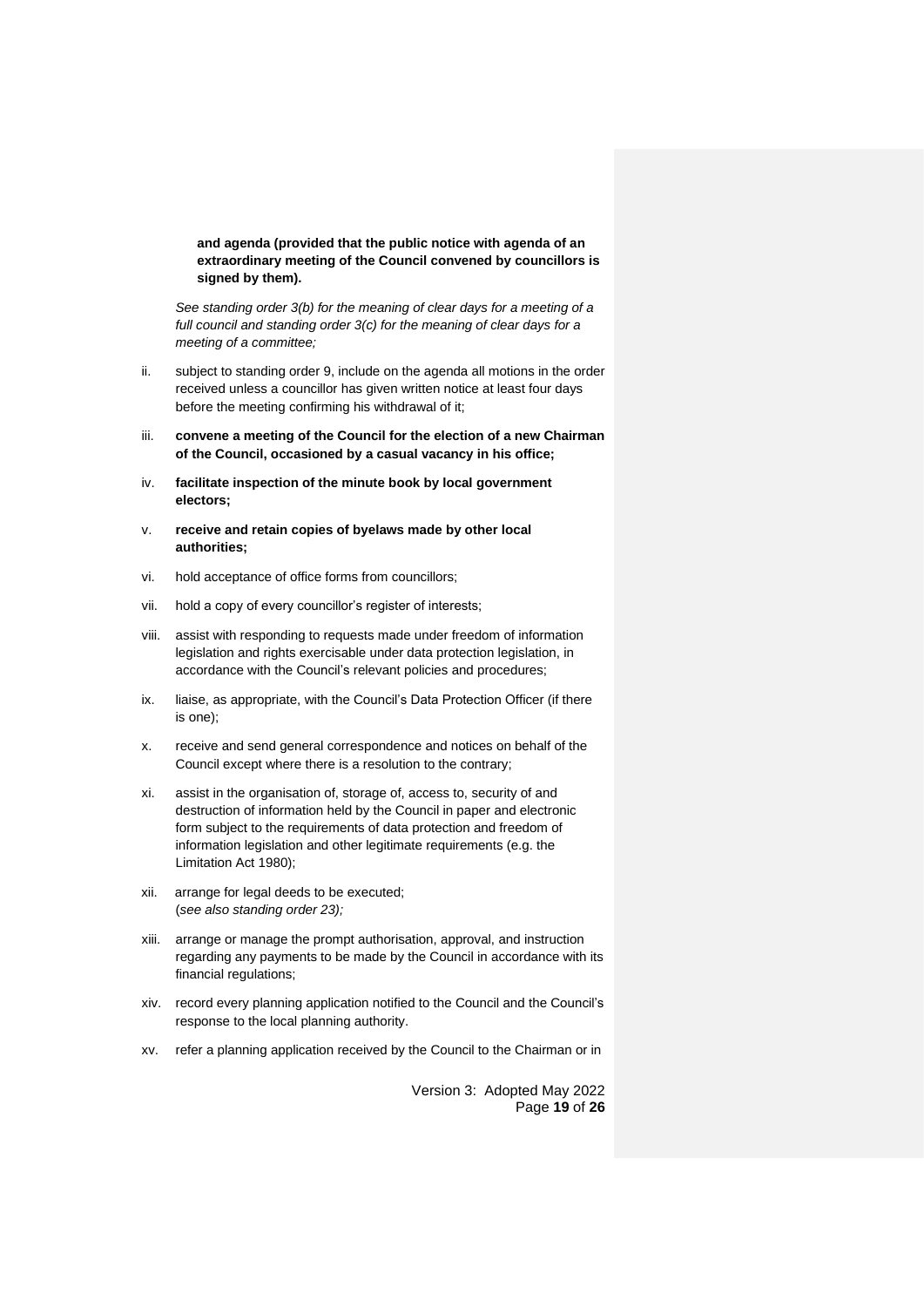**and agenda (provided that the public notice with agenda of an extraordinary meeting of the Council convened by councillors is signed by them).**

*See standing order 3(b) for the meaning of clear days for a meeting of a full council and standing order 3(c) for the meaning of clear days for a meeting of a committee;*

ii. subject to standing order 9, include on the agenda all motions in the order received unless a councillor has given written notice at least four days before the meeting confirming his withdrawal of it;

iii. **convene a meeting of the Council for the election of a new Chairman of the Council, occasioned by a casual vacancy in his office;**

iv. **facilitate inspection of the minute book by local government electors;**

v. **receive and retain copies of byelaws made by other local authorities;**

vi. hold acceptance of office forms from councillors;

vii. hold a copy of every councillor's register of interests;

viii. assist with responding to requests made under freedom of information legislation and rights exercisable under data protection legislation, in accordance with the Council's relevant policies and procedures;

ix. liaise, as appropriate, with the Council's Data Protection Officer (if there is one);

x. receive and send general correspondence and notices on behalf of the Council except where there is a resolution to the contrary;

xi. assist in the organisation of, storage of, access to, security of and destruction of information held by the Council in paper and electronic form subject to the requirements of data protection and freedom of information legislation and other legitimate requirements (e.g. the Limitation Act 1980);

xii. arrange for legal deeds to be executed;
(*see also standing order 23);*

xiii. arrange or manage the prompt authorisation, approval, and instruction regarding any payments to be made by the Council in accordance with its financial regulations;

xiv. record every planning application notified to the Council and the Council's response to the local planning authority.

xv. refer a planning application received by the Council to the Chairman or in

Version 3: Adopted May 2022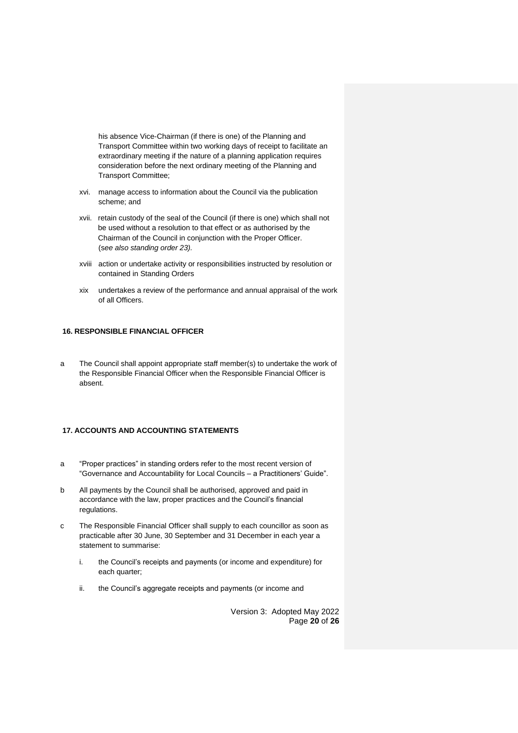his absence Vice-Chairman (if there is one) of the Planning and Transport Committee within two working days of receipt to facilitate an extraordinary meeting if the nature of a planning application requires consideration before the next ordinary meeting of the Planning and Transport Committee;

xvi. manage access to information about the Council via the publication scheme; and

xvii. retain custody of the seal of the Council (if there is one) which shall not be used without a resolution to that effect or as authorised by the Chairman of the Council in conjunction with the Proper Officer. (*see also standing order 23).*

xviii action or undertake activity or responsibilities instructed by resolution or contained in Standing Orders

xix undertakes a review of the performance and annual appraisal of the work of all Officers.

**16. RESPONSIBLE FINANCIAL OFFICER**

a The Council shall appoint appropriate staff member(s) to undertake the work of the Responsible Financial Officer when the Responsible Financial Officer is absent.

**17. ACCOUNTS AND ACCOUNTING STATEMENTS**

a "Proper practices" in standing orders refer to the most recent version of "Governance and Accountability for Local Councils – a Practitioners' Guide".

b All payments by the Council shall be authorised, approved and paid in accordance with the law, proper practices and the Council's financial regulations.

c The Responsible Financial Officer shall supply to each councillor as soon as practicable after 30 June, 30 September and 31 December in each year a statement to summarise:

i. the Council's receipts and payments (or income and expenditure) for each quarter;

ii. the Council's aggregate receipts and payments (or income and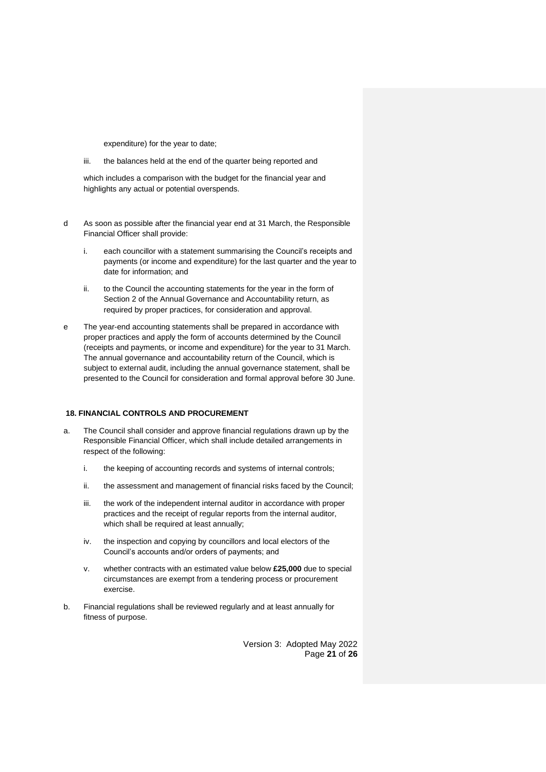expenditure) for the year to date;

iii. the balances held at the end of the quarter being reported and

which includes a comparison with the budget for the financial year and highlights any actual or potential overspends.

d As soon as possible after the financial year end at 31 March, the Responsible Financial Officer shall provide:

i. each councillor with a statement summarising the Council's receipts and payments (or income and expenditure) for the last quarter and the year to date for information; and

ii. to the Council the accounting statements for the year in the form of Section 2 of the Annual Governance and Accountability return, as required by proper practices, for consideration and approval.

e The year-end accounting statements shall be prepared in accordance with proper practices and apply the form of accounts determined by the Council (receipts and payments, or income and expenditure) for the year to 31 March. The annual governance and accountability return of the Council, which is subject to external audit, including the annual governance statement, shall be presented to the Council for consideration and formal approval before 30 June.

### 18. FINANCIAL CONTROLS AND PROCUREMENT

a. The Council shall consider and approve financial regulations drawn up by the Responsible Financial Officer, which shall include detailed arrangements in respect of the following:

i. the keeping of accounting records and systems of internal controls;

ii. the assessment and management of financial risks faced by the Council;

iii. the work of the independent internal auditor in accordance with proper practices and the receipt of regular reports from the internal auditor, which shall be required at least annually;

iv. the inspection and copying by councillors and local electors of the Council's accounts and/or orders of payments; and

v. whether contracts with an estimated value below **£25,000** due to special circumstances are exempt from a tendering process or procurement exercise.

b. Financial regulations shall be reviewed regularly and at least annually for fitness of purpose.

Version 3: Adopted May 2022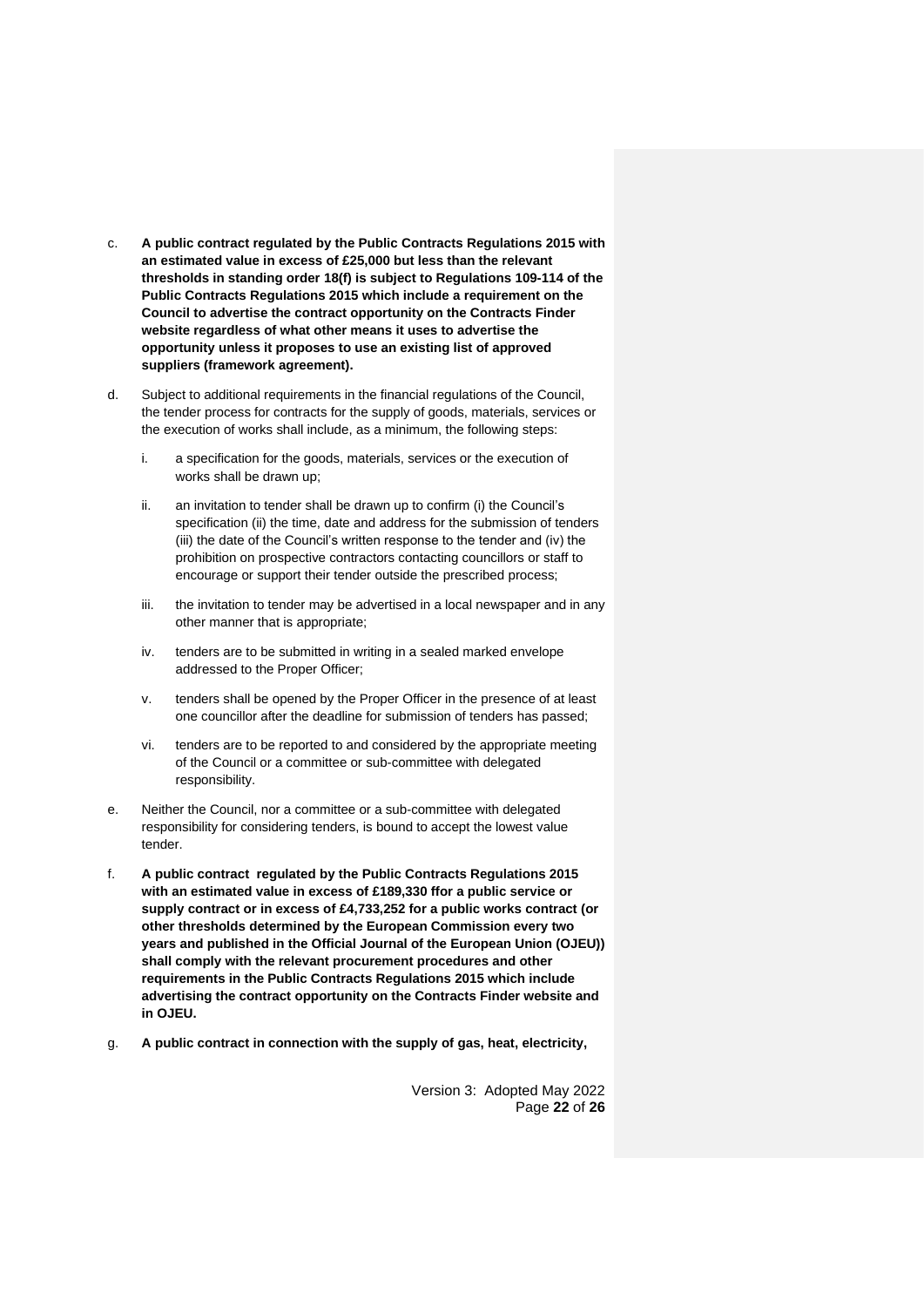c. **A public contract regulated by the Public Contracts Regulations 2015 with an estimated value in excess of £25,000 but less than the relevant thresholds in standing order 18(f) is subject to Regulations 109-114 of the Public Contracts Regulations 2015 which include a requirement on the Council to advertise the contract opportunity on the Contracts Finder website regardless of what other means it uses to advertise the opportunity unless it proposes to use an existing list of approved suppliers (framework agreement).**

d. Subject to additional requirements in the financial regulations of the Council, the tender process for contracts for the supply of goods, materials, services or the execution of works shall include, as a minimum, the following steps:

   i. a specification for the goods, materials, services or the execution of works shall be drawn up;

   ii. an invitation to tender shall be drawn up to confirm (i) the Council's specification (ii) the time, date and address for the submission of tenders (iii) the date of the Council's written response to the tender and (iv) the prohibition on prospective contractors contacting councillors or staff to encourage or support their tender outside the prescribed process;

   iii. the invitation to tender may be advertised in a local newspaper and in any other manner that is appropriate;

   iv. tenders are to be submitted in writing in a sealed marked envelope addressed to the Proper Officer;

   v. tenders shall be opened by the Proper Officer in the presence of at least one councillor after the deadline for submission of tenders has passed;

   vi. tenders are to be reported to and considered by the appropriate meeting of the Council or a committee or sub-committee with delegated responsibility.

e. Neither the Council, nor a committee or a sub-committee with delegated responsibility for considering tenders, is bound to accept the lowest value tender.

f. **A public contract regulated by the Public Contracts Regulations 2015 with an estimated value in excess of £189,330 ffor a public service or supply contract or in excess of £4,733,252 for a public works contract (or other thresholds determined by the European Commission every two years and published in the Official Journal of the European Union (OJEU)) shall comply with the relevant procurement procedures and other requirements in the Public Contracts Regulations 2015 which include advertising the contract opportunity on the Contracts Finder website and in OJEU.**

g. **A public contract in connection with the supply of gas, heat, electricity,**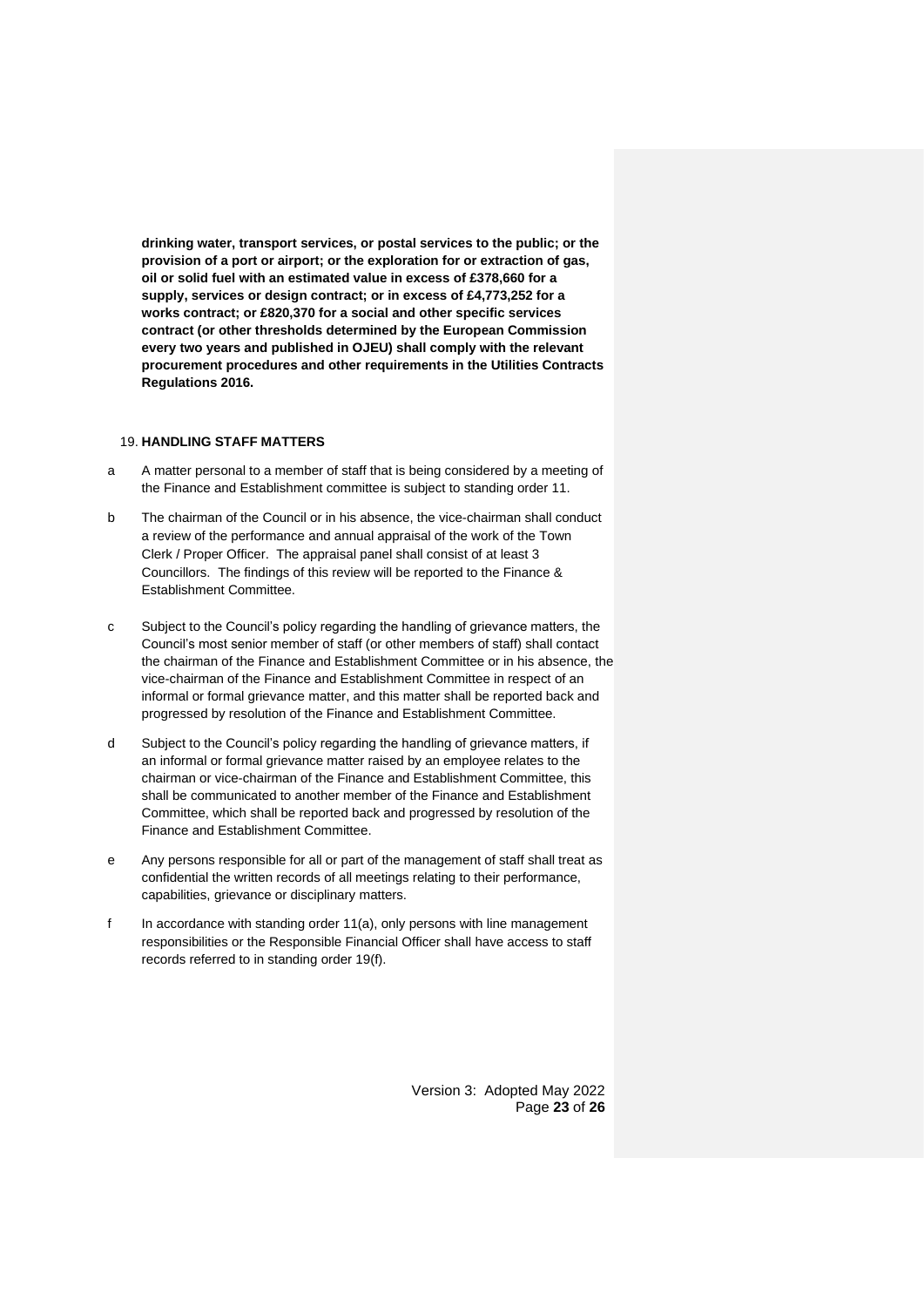**drinking water, transport services, or postal services to the public; or the provision of a port or airport; or the exploration for or extraction of gas, oil or solid fuel with an estimated value in excess of £378,660 for a supply, services or design contract; or in excess of £4,773,252 for a works contract; or £820,370 for a social and other specific services contract (or other thresholds determined by the European Commission every two years and published in OJEU) shall comply with the relevant procurement procedures and other requirements in the Utilities Contracts Regulations 2016.**

## 19. HANDLING STAFF MATTERS

a A matter personal to a member of staff that is being considered by a meeting of the Finance and Establishment committee is subject to standing order 11.

b The chairman of the Council or in his absence, the vice-chairman shall conduct a review of the performance and annual appraisal of the work of the Town Clerk / Proper Officer. The appraisal panel shall consist of at least 3 Councillors. The findings of this review will be reported to the Finance & Establishment Committee.

c Subject to the Council's policy regarding the handling of grievance matters, the Council's most senior member of staff (or other members of staff) shall contact the chairman of the Finance and Establishment Committee or in his absence, the vice-chairman of the Finance and Establishment Committee in respect of an informal or formal grievance matter, and this matter shall be reported back and progressed by resolution of the Finance and Establishment Committee.

d Subject to the Council's policy regarding the handling of grievance matters, if an informal or formal grievance matter raised by an employee relates to the chairman or vice-chairman of the Finance and Establishment Committee, this shall be communicated to another member of the Finance and Establishment Committee, which shall be reported back and progressed by resolution of the Finance and Establishment Committee.

e Any persons responsible for all or part of the management of staff shall treat as confidential the written records of all meetings relating to their performance, capabilities, grievance or disciplinary matters.

f In accordance with standing order 11(a), only persons with line management responsibilities or the Responsible Financial Officer shall have access to staff records referred to in standing order 19(f).

Version 3: Adopted May 2022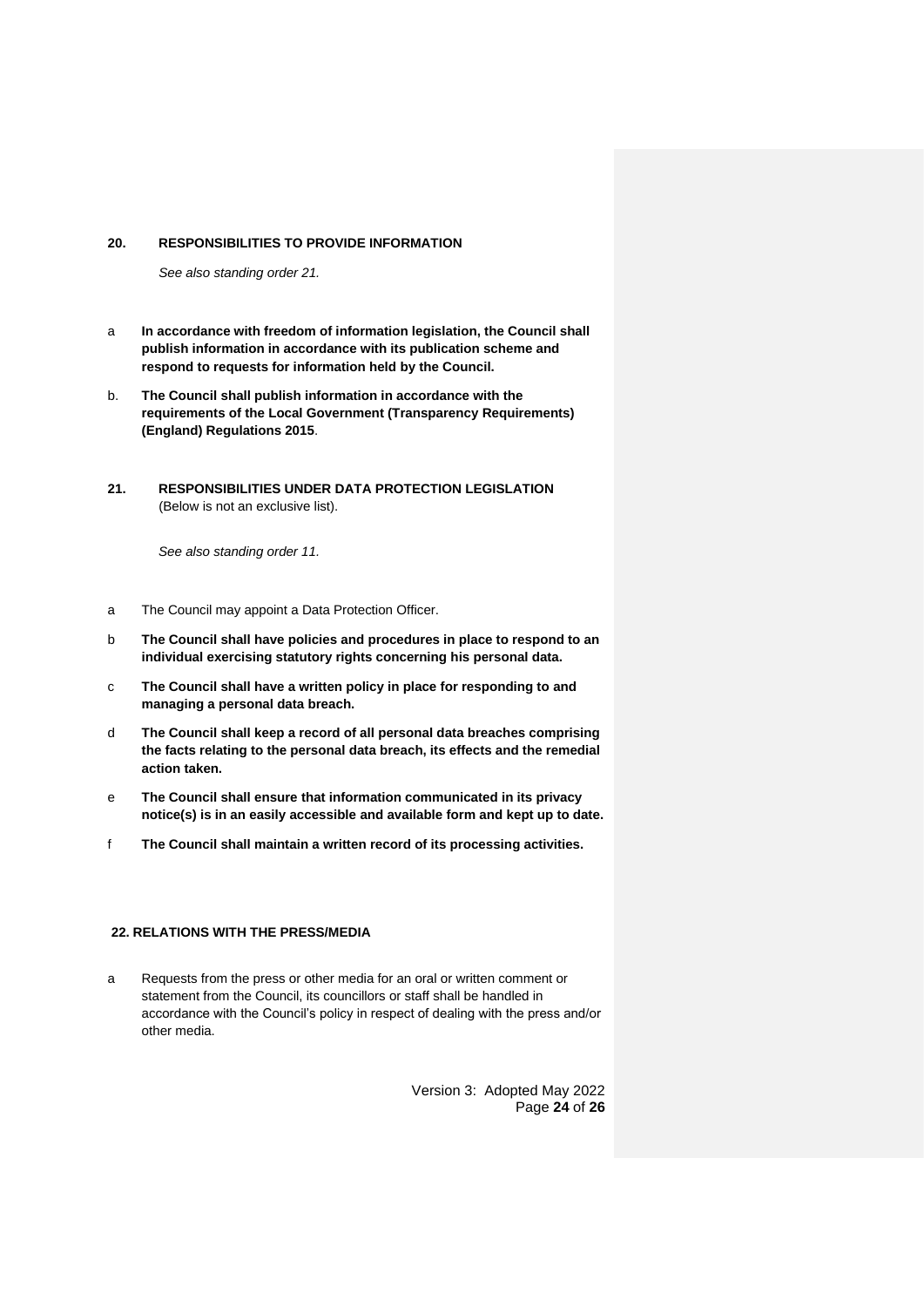## 20. RESPONSIBILITIES TO PROVIDE INFORMATION

*See also standing order 21.*

a **In accordance with freedom of information legislation, the Council shall publish information in accordance with its publication scheme and respond to requests for information held by the Council.**

b. **The Council shall publish information in accordance with the requirements of the Local Government (Transparency Requirements) (England) Regulations 2015**.

## 21. RESPONSIBILITIES UNDER DATA PROTECTION LEGISLATION

(Below is not an exclusive list).

*See also standing order 11.*

a The Council may appoint a Data Protection Officer.

b **The Council shall have policies and procedures in place to respond to an individual exercising statutory rights concerning his personal data.**

c **The Council shall have a written policy in place for responding to and managing a personal data breach.**

d **The Council shall keep a record of all personal data breaches comprising the facts relating to the personal data breach, its effects and the remedial action taken.**

e **The Council shall ensure that information communicated in its privacy notice(s) is in an easily accessible and available form and kept up to date.**

f **The Council shall maintain a written record of its processing activities.**

## 22. RELATIONS WITH THE PRESS/MEDIA

a Requests from the press or other media for an oral or written comment or statement from the Council, its councillors or staff shall be handled in accordance with the Council's policy in respect of dealing with the press and/or other media.

Version 3: Adopted May 2022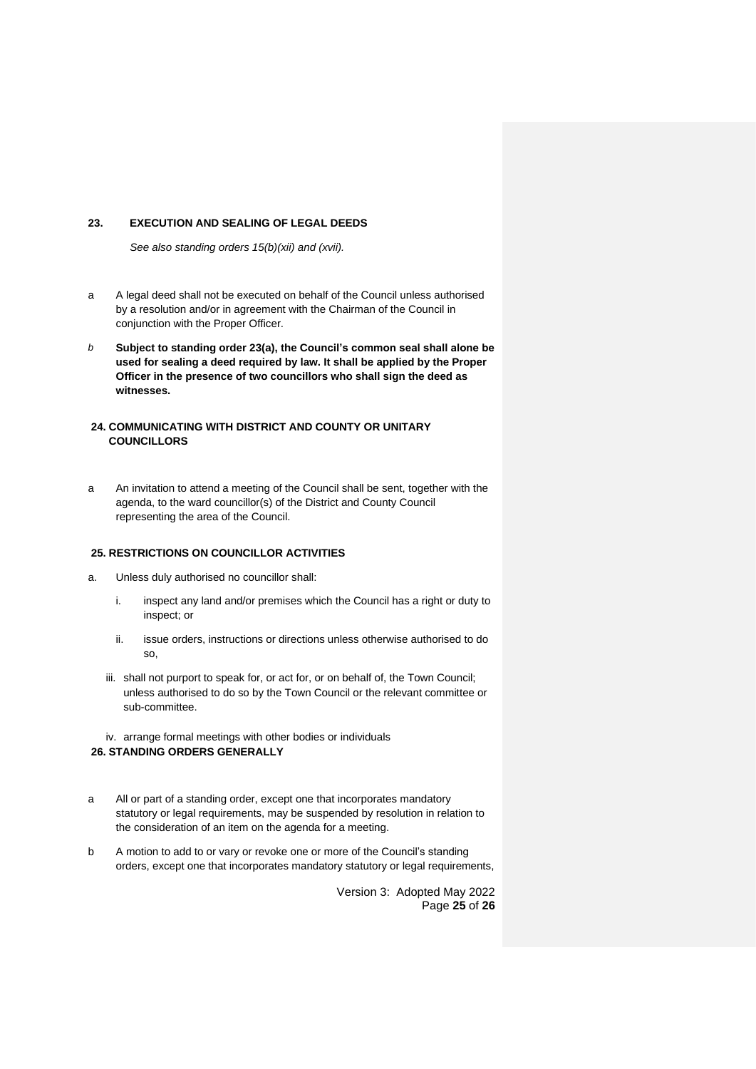## 23. EXECUTION AND SEALING OF LEGAL DEEDS

*See also standing orders 15(b)(xii) and (xvii).*

a A legal deed shall not be executed on behalf of the Council unless authorised by a resolution and/or in agreement with the Chairman of the Council in conjunction with the Proper Officer.

*b* **Subject to standing order 23(a), the Council's common seal shall alone be used for sealing a deed required by law. It shall be applied by the Proper Officer in the presence of two councillors who shall sign the deed as witnesses.**

## 24. COMMUNICATING WITH DISTRICT AND COUNTY OR UNITARY COUNCILLORS

a An invitation to attend a meeting of the Council shall be sent, together with the agenda, to the ward councillor(s) of the District and County Council representing the area of the Council.

## 25. RESTRICTIONS ON COUNCILLOR ACTIVITIES

a. Unless duly authorised no councillor shall:

i. inspect any land and/or premises which the Council has a right or duty to inspect; or

ii. issue orders, instructions or directions unless otherwise authorised to do so,

iii. shall not purport to speak for, or act for, or on behalf of, the Town Council; unless authorised to do so by the Town Council or the relevant committee or sub-committee.

iv. arrange formal meetings with other bodies or individuals

## 26. STANDING ORDERS GENERALLY

a All or part of a standing order, except one that incorporates mandatory statutory or legal requirements, may be suspended by resolution in relation to the consideration of an item on the agenda for a meeting.

b A motion to add to or vary or revoke one or more of the Council's standing orders, except one that incorporates mandatory statutory or legal requirements,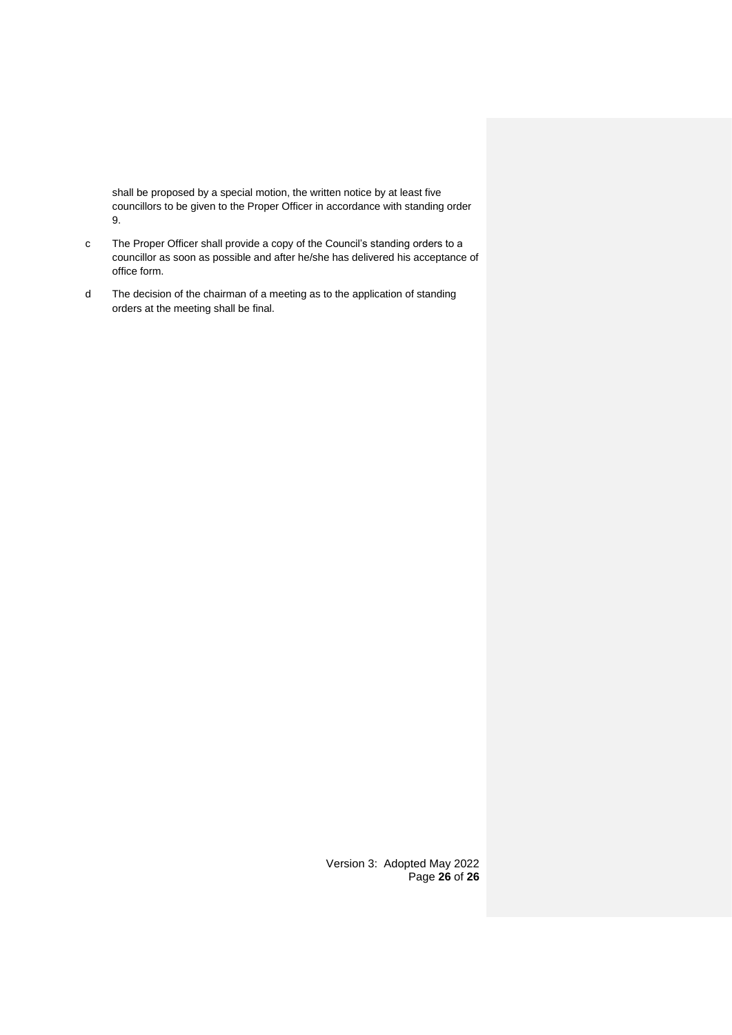shall be proposed by a special motion, the written notice by at least five councillors to be given to the Proper Officer in accordance with standing order 9.

c The Proper Officer shall provide a copy of the Council's standing orders to a councillor as soon as possible and after he/she has delivered his acceptance of office form.

d The decision of the chairman of a meeting as to the application of standing orders at the meeting shall be final.